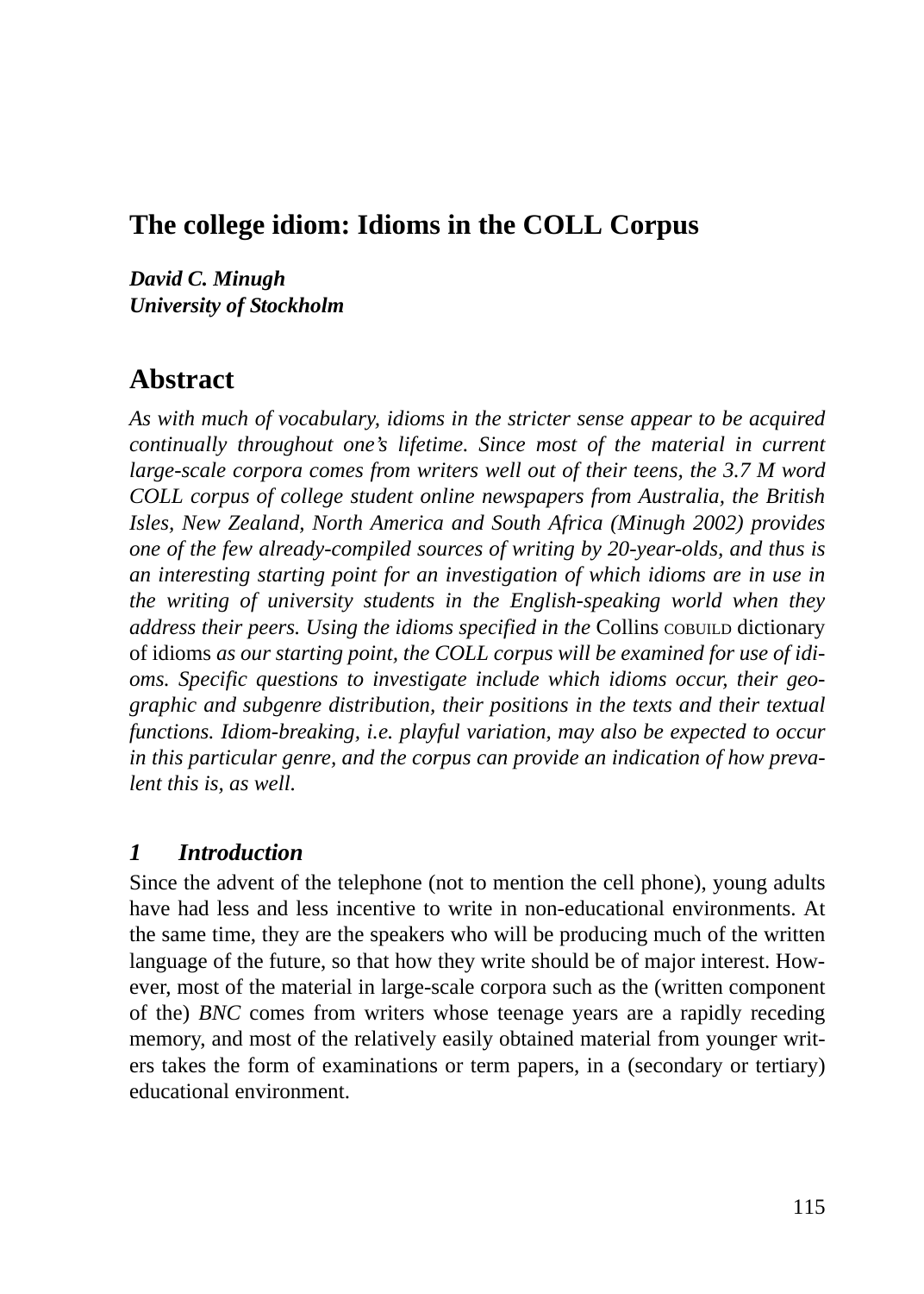# The college idiom: Idioms in the COLL Corpus

***David C. Minugh***
***University of Stockholm***

## Abstract

*As with much of vocabulary, idioms in the stricter sense appear to be acquired continually throughout one's lifetime. Since most of the material in current large-scale corpora comes from writers well out of their teens, the 3.7 M word COLL corpus of college student online newspapers from Australia, the British Isles, New Zealand, North America and South Africa (Minugh 2002) provides one of the few already-compiled sources of writing by 20-year-olds, and thus is an interesting starting point for an investigation of which idioms are in use in the writing of university students in the English-speaking world when they address their peers. Using the idioms specified in the* Collins COBUILD dictionary of idioms *as our starting point, the COLL corpus will be examined for use of idioms. Specific questions to investigate include which idioms occur, their geographic and subgenre distribution, their positions in the texts and their textual functions. Idiom-breaking, i.e. playful variation, may also be expected to occur in this particular genre, and the corpus can provide an indication of how prevalent this is, as well.*

### *1 Introduction*

Since the advent of the telephone (not to mention the cell phone), young adults have had less and less incentive to write in non-educational environments. At the same time, they are the speakers who will be producing much of the written language of the future, so that how they write should be of major interest. However, most of the material in large-scale corpora such as the (written component of the) *BNC* comes from writers whose teenage years are a rapidly receding memory, and most of the relatively easily obtained material from younger writers takes the form of examinations or term papers, in a (secondary or tertiary) educational environment.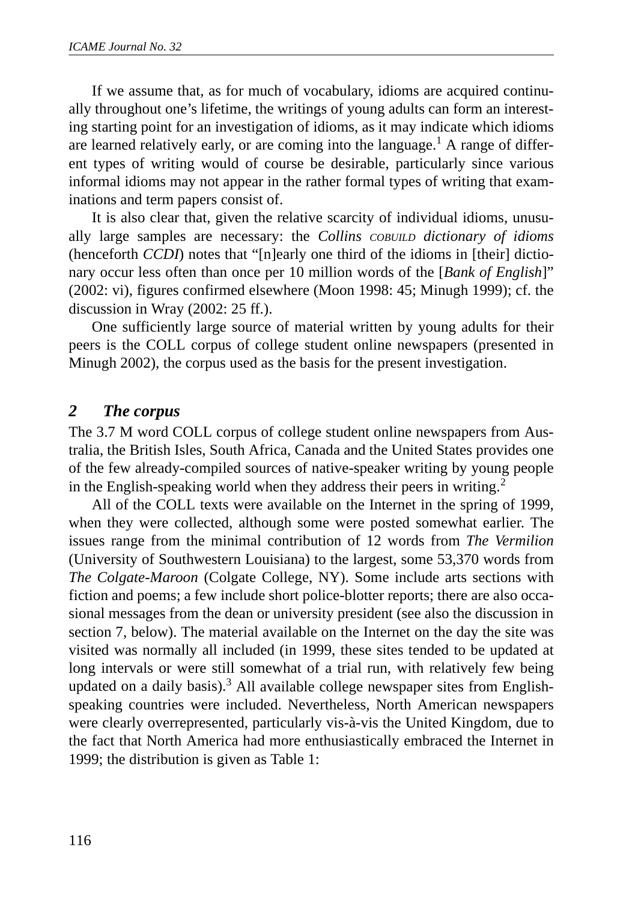If we assume that, as for much of vocabulary, idioms are acquired continually throughout one's lifetime, the writings of young adults can form an interesting starting point for an investigation of idioms, as it may indicate which idioms are learned relatively early, or are coming into the language.[1] A range of different types of writing would of course be desirable, particularly since various informal idioms may not appear in the rather formal types of writing that examinations and term papers consist of.

It is also clear that, given the relative scarcity of individual idioms, unusually large samples are necessary: the *Collins COBUILD dictionary of idioms* (henceforth *CCDI*) notes that "[n]early one third of the idioms in [their] dictionary occur less often than once per 10 million words of the [*Bank of English*]" (2002: vi), figures confirmed elsewhere (Moon 1998: 45; Minugh 1999); cf. the discussion in Wray (2002: 25 ff.).

One sufficiently large source of material written by young adults for their peers is the COLL corpus of college student online newspapers (presented in Minugh 2002), the corpus used as the basis for the present investigation.

## *2 The corpus*

The 3.7 M word COLL corpus of college student online newspapers from Australia, the British Isles, South Africa, Canada and the United States provides one of the few already-compiled sources of native-speaker writing by young people in the English-speaking world when they address their peers in writing.[2]

All of the COLL texts were available on the Internet in the spring of 1999, when they were collected, although some were posted somewhat earlier. The issues range from the minimal contribution of 12 words from *The Vermilion* (University of Southwestern Louisiana) to the largest, some 53,370 words from *The Colgate-Maroon* (Colgate College, NY). Some include arts sections with fiction and poems; a few include short police-blotter reports; there are also occasional messages from the dean or university president (see also the discussion in section 7, below). The material available on the Internet on the day the site was visited was normally all included (in 1999, these sites tended to be updated at long intervals or were still somewhat of a trial run, with relatively few being updated on a daily basis).[3] All available college newspaper sites from English-speaking countries were included. Nevertheless, North American newspapers were clearly overrepresented, particularly vis-à-vis the United Kingdom, due to the fact that North America had more enthusiastically embraced the Internet in 1999; the distribution is given as Table 1: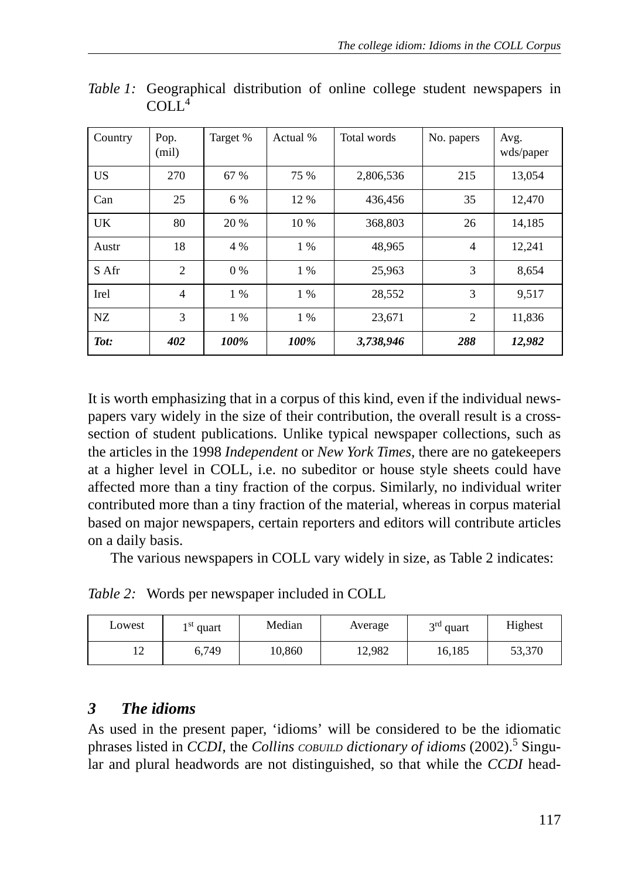*Table 1:* Geographical distribution of online college student newspapers in COLL[4]

| Country | Pop. (mil) | Target % | Actual % | Total words | No. papers | Avg. wds/paper |
|---|---|---|---|---|---|---|
| US | 270 | 67 % | 75 % | 2,806,536 | 215 | 13,054 |
| Can | 25 | 6 % | 12 % | 436,456 | 35 | 12,470 |
| UK | 80 | 20 % | 10 % | 368,803 | 26 | 14,185 |
| Austr | 18 | 4 % | 1 % | 48,965 | 4 | 12,241 |
| S Afr | 2 | 0 % | 1 % | 25,963 | 3 | 8,654 |
| Irel | 4 | 1 % | 1 % | 28,552 | 3 | 9,517 |
| NZ | 3 | 1 % | 1 % | 23,671 | 2 | 11,836 |
| ***Tot:*** | ***402*** | ***100%*** | ***100%*** | ***3,738,946*** | ***288*** | ***12,982*** |

It is worth emphasizing that in a corpus of this kind, even if the individual newspapers vary widely in the size of their contribution, the overall result is a cross-section of student publications. Unlike typical newspaper collections, such as the articles in the 1998 *Independent* or *New York Times*, there are no gatekeepers at a higher level in COLL, i.e. no subeditor or house style sheets could have affected more than a tiny fraction of the corpus. Similarly, no individual writer contributed more than a tiny fraction of the material, whereas in corpus material based on major newspapers, certain reporters and editors will contribute articles on a daily basis.

The various newspapers in COLL vary widely in size, as Table 2 indicates:

*Table 2:* Words per newspaper included in COLL

| Lowest | 1st quart | Median | Average | 3rd quart | Highest |
|---|---|---|---|---|---|
| 12 | 6,749 | 10,860 | 12,982 | 16,185 | 53,370 |

## *3 The idioms*

As used in the present paper, ‘idioms’ will be considered to be the idiomatic phrases listed in *CCDI*, the *Collins COBUILD dictionary of idioms* (2002).[5] Singular and plural headwords are not distinguished, so that while the *CCDI* head-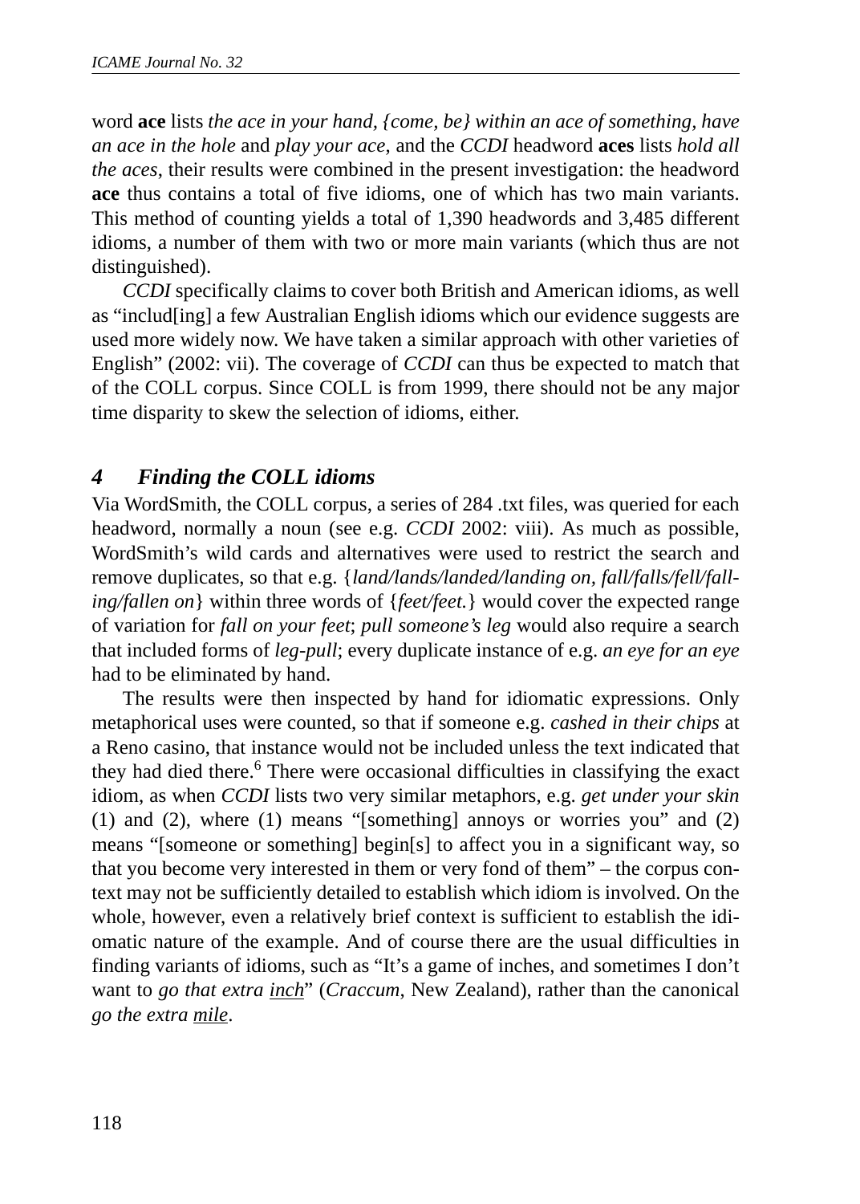word **ace** lists *the ace in your hand, {come, be} within an ace of something, have an ace in the hole* and *play your ace*, and the *CCDI* headword **aces** lists *hold all the aces*, their results were combined in the present investigation: the headword **ace** thus contains a total of five idioms, one of which has two main variants. This method of counting yields a total of 1,390 headwords and 3,485 different idioms, a number of them with two or more main variants (which thus are not distinguished).

*CCDI* specifically claims to cover both British and American idioms, as well as "includ[ing] a few Australian English idioms which our evidence suggests are used more widely now. We have taken a similar approach with other varieties of English" (2002: vii). The coverage of *CCDI* can thus be expected to match that of the COLL corpus. Since COLL is from 1999, there should not be any major time disparity to skew the selection of idioms, either.

## 4 Finding the COLL idioms

Via WordSmith, the COLL corpus, a series of 284 .txt files, was queried for each headword, normally a noun (see e.g. *CCDI* 2002: viii). As much as possible, WordSmith's wild cards and alternatives were used to restrict the search and remove duplicates, so that e.g. {*land/lands/landed/landing on, fall/falls/fell/falling/fallen on*} within three words of {*feet/feet.*} would cover the expected range of variation for *fall on your feet*; *pull someone's leg* would also require a search that included forms of *leg-pull*; every duplicate instance of e.g. *an eye for an eye* had to be eliminated by hand.

The results were then inspected by hand for idiomatic expressions. Only metaphorical uses were counted, so that if someone e.g. *cashed in their chips* at a Reno casino, that instance would not be included unless the text indicated that they had died there.[6] There were occasional difficulties in classifying the exact idiom, as when *CCDI* lists two very similar metaphors, e.g. *get under your skin* (1) and (2), where (1) means "[something] annoys or worries you" and (2) means "[someone or something] begin[s] to affect you in a significant way, so that you become very interested in them or very fond of them" – the corpus context may not be sufficiently detailed to establish which idiom is involved. On the whole, however, even a relatively brief context is sufficient to establish the idiomatic nature of the example. And of course there are the usual difficulties in finding variants of idioms, such as "It's a game of inches, and sometimes I don't want to *go that extra <u>inch</u>*" (*Craccum*, New Zealand), rather than the canonical *go the extra <u>mile</u>*.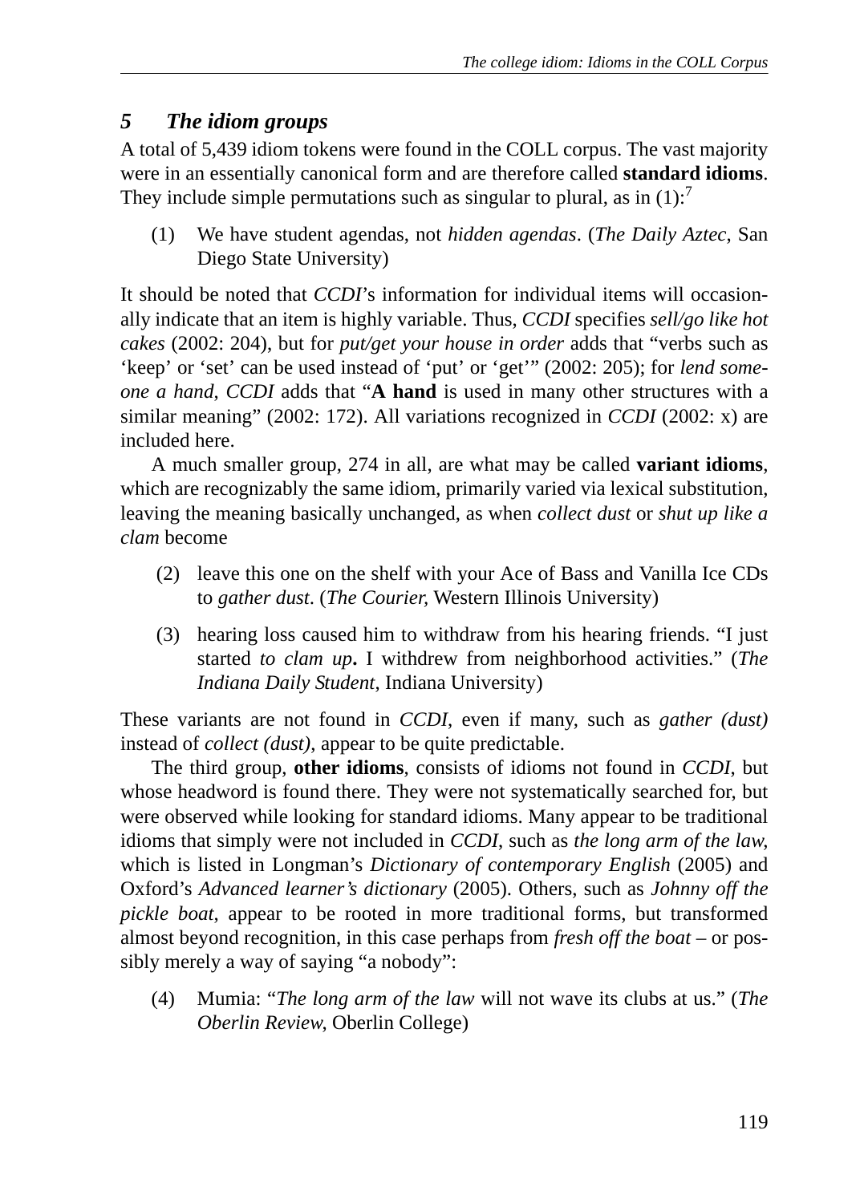## *5 The idiom groups*

A total of 5,439 idiom tokens were found in the COLL corpus. The vast majority were in an essentially canonical form and are therefore called **standard idioms**. They include simple permutations such as singular to plural, as in (1):[7]

(1) We have student agendas, not *hidden agendas*. (*The Daily Aztec*, San Diego State University)

It should be noted that *CCDI*'s information for individual items will occasionally indicate that an item is highly variable. Thus, *CCDI* specifies *sell/go like hot cakes* (2002: 204), but for *put/get your house in order* adds that "verbs such as 'keep' or 'set' can be used instead of 'put' or 'get'" (2002: 205); for *lend someone a hand*, *CCDI* adds that "**A hand** is used in many other structures with a similar meaning" (2002: 172). All variations recognized in *CCDI* (2002: x) are included here.

A much smaller group, 274 in all, are what may be called **variant idioms**, which are recognizably the same idiom, primarily varied via lexical substitution, leaving the meaning basically unchanged, as when *collect dust* or *shut up like a clam* become

(2) leave this one on the shelf with your Ace of Bass and Vanilla Ice CDs to *gather dust*. (*The Courier,* Western Illinois University)

(3) hearing loss caused him to withdraw from his hearing friends. "I just started *to clam up***.** I withdrew from neighborhood activities." (*The Indiana Daily Student*, Indiana University)

These variants are not found in *CCDI*, even if many, such as *gather (dust)* instead of *collect (dust)*, appear to be quite predictable.

The third group, **other idioms**, consists of idioms not found in *CCDI*, but whose headword is found there. They were not systematically searched for, but were observed while looking for standard idioms. Many appear to be traditional idioms that simply were not included in *CCDI*, such as *the long arm of the law*, which is listed in Longman's *Dictionary of contemporary English* (2005) and Oxford's *Advanced learner's dictionary* (2005). Others, such as *Johnny off the pickle boat*, appear to be rooted in more traditional forms, but transformed almost beyond recognition, in this case perhaps from *fresh off the boat* – or possibly merely a way of saying "a nobody":

(4) Mumia: "*The long arm of the law* will not wave its clubs at us." (*The Oberlin Review*, Oberlin College)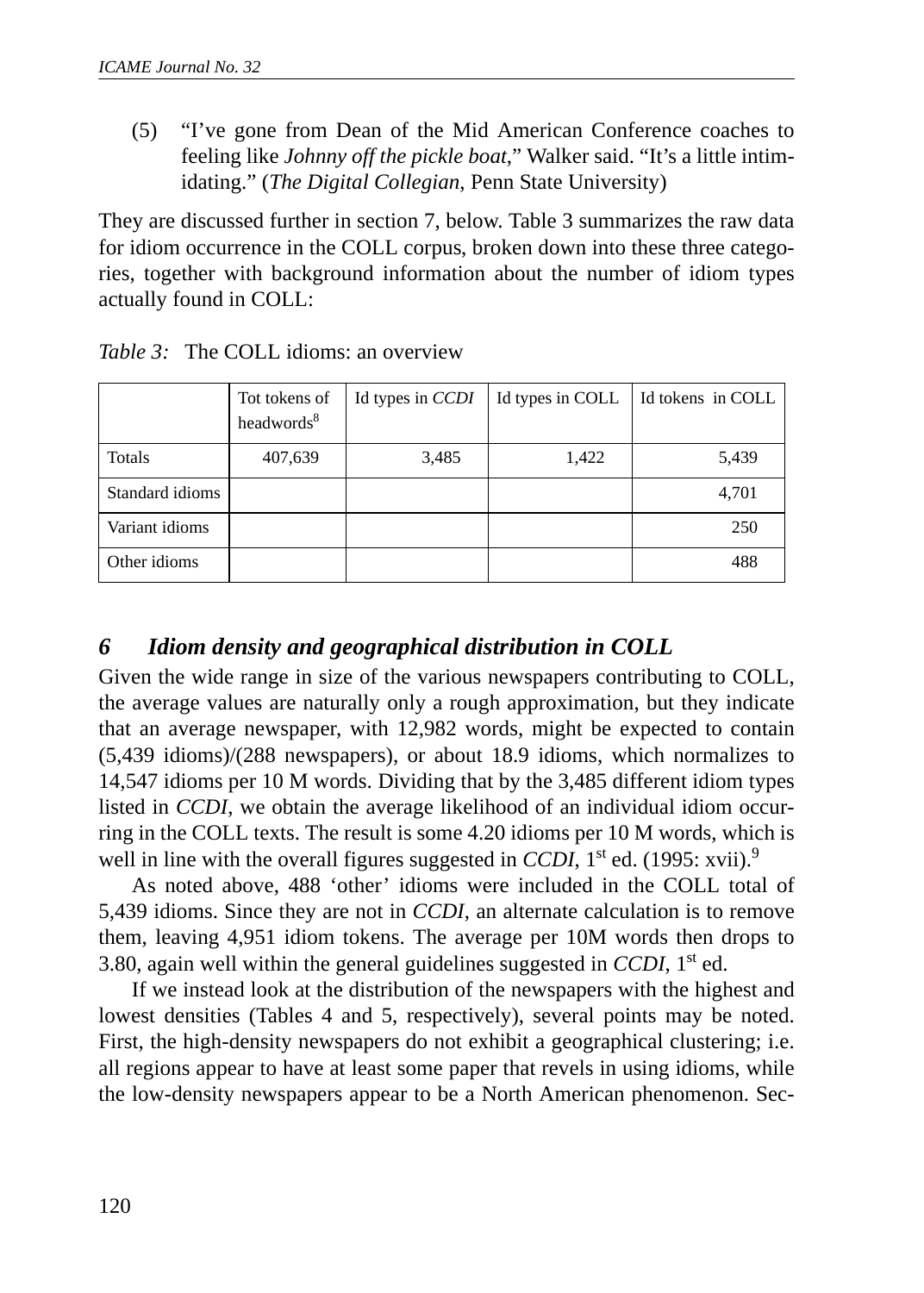(5) "I've gone from Dean of the Mid American Conference coaches to feeling like *Johnny off the pickle boat*," Walker said. "It's a little intimidating." (*The Digital Collegian*, Penn State University)

They are discussed further in section 7, below. Table 3 summarizes the raw data for idiom occurrence in the COLL corpus, broken down into these three categories, together with background information about the number of idiom types actually found in COLL:

*Table 3:* The COLL idioms: an overview

| | Tot tokens of headwords[8] | Id types in *CCDI* | Id types in COLL | Id tokens in COLL |
|---|---|---|---|---|
| Totals | 407,639 | 3,485 | 1,422 | 5,439 |
| Standard idioms | | | | 4,701 |
| Variant idioms | | | | 250 |
| Other idioms | | | | 488 |

## *6 Idiom density and geographical distribution in COLL*

Given the wide range in size of the various newspapers contributing to COLL, the average values are naturally only a rough approximation, but they indicate that an average newspaper, with 12,982 words, might be expected to contain (5,439 idioms)/(288 newspapers), or about 18.9 idioms, which normalizes to 14,547 idioms per 10 M words. Dividing that by the 3,485 different idiom types listed in *CCDI*, we obtain the average likelihood of an individual idiom occurring in the COLL texts. The result is some 4.20 idioms per 10 M words, which is well in line with the overall figures suggested in *CCDI*, 1st ed. (1995: xvii).[9]

As noted above, 488 'other' idioms were included in the COLL total of 5,439 idioms. Since they are not in *CCDI*, an alternate calculation is to remove them, leaving 4,951 idiom tokens. The average per 10M words then drops to 3.80, again well within the general guidelines suggested in *CCDI*, 1st ed.

If we instead look at the distribution of the newspapers with the highest and lowest densities (Tables 4 and 5, respectively), several points may be noted. First, the high-density newspapers do not exhibit a geographical clustering; i.e. all regions appear to have at least some paper that revels in using idioms, while the low-density newspapers appear to be a North American phenomenon. Sec-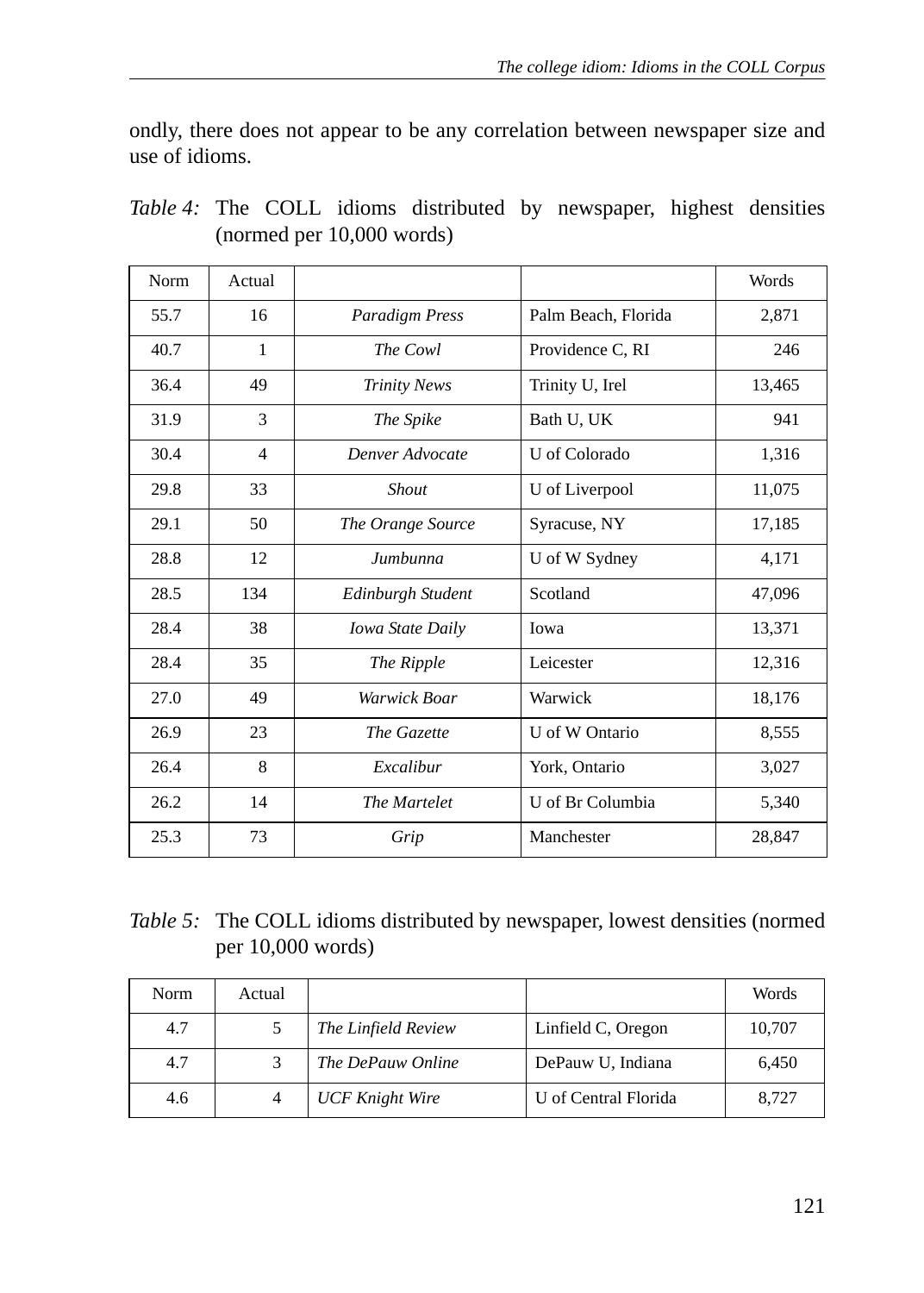ondly, there does not appear to be any correlation between newspaper size and use of idioms.

*Table 4:* The COLL idioms distributed by newspaper, highest densities (normed per 10,000 words)

| Norm | Actual | | | Words |
|---|---|---|---|---|
| 55.7 | 16 | *Paradigm Press* | Palm Beach, Florida | 2,871 |
| 40.7 | 1 | *The Cowl* | Providence C, RI | 246 |
| 36.4 | 49 | *Trinity News* | Trinity U, Irel | 13,465 |
| 31.9 | 3 | *The Spike* | Bath U, UK | 941 |
| 30.4 | 4 | *Denver Advocate* | U of Colorado | 1,316 |
| 29.8 | 33 | *Shout* | U of Liverpool | 11,075 |
| 29.1 | 50 | *The Orange Source* | Syracuse, NY | 17,185 |
| 28.8 | 12 | *Jumbunna* | U of W Sydney | 4,171 |
| 28.5 | 134 | *Edinburgh Student* | Scotland | 47,096 |
| 28.4 | 38 | *Iowa State Daily* | Iowa | 13,371 |
| 28.4 | 35 | *The Ripple* | Leicester | 12,316 |
| 27.0 | 49 | *Warwick Boar* | Warwick | 18,176 |
| 26.9 | 23 | *The Gazette* | U of W Ontario | 8,555 |
| 26.4 | 8 | *Excalibur* | York, Ontario | 3,027 |
| 26.2 | 14 | *The Martelet* | U of Br Columbia | 5,340 |
| 25.3 | 73 | *Grip* | Manchester | 28,847 |

*Table 5:* The COLL idioms distributed by newspaper, lowest densities (normed per 10,000 words)

| Norm | Actual | | | Words |
|---|---|---|---|---|
| 4.7 | 5 | *The Linfield Review* | Linfield C, Oregon | 10,707 |
| 4.7 | 3 | *The DePauw Online* | DePauw U, Indiana | 6,450 |
| 4.6 | 4 | *UCF Knight Wire* | U of Central Florida | 8,727 |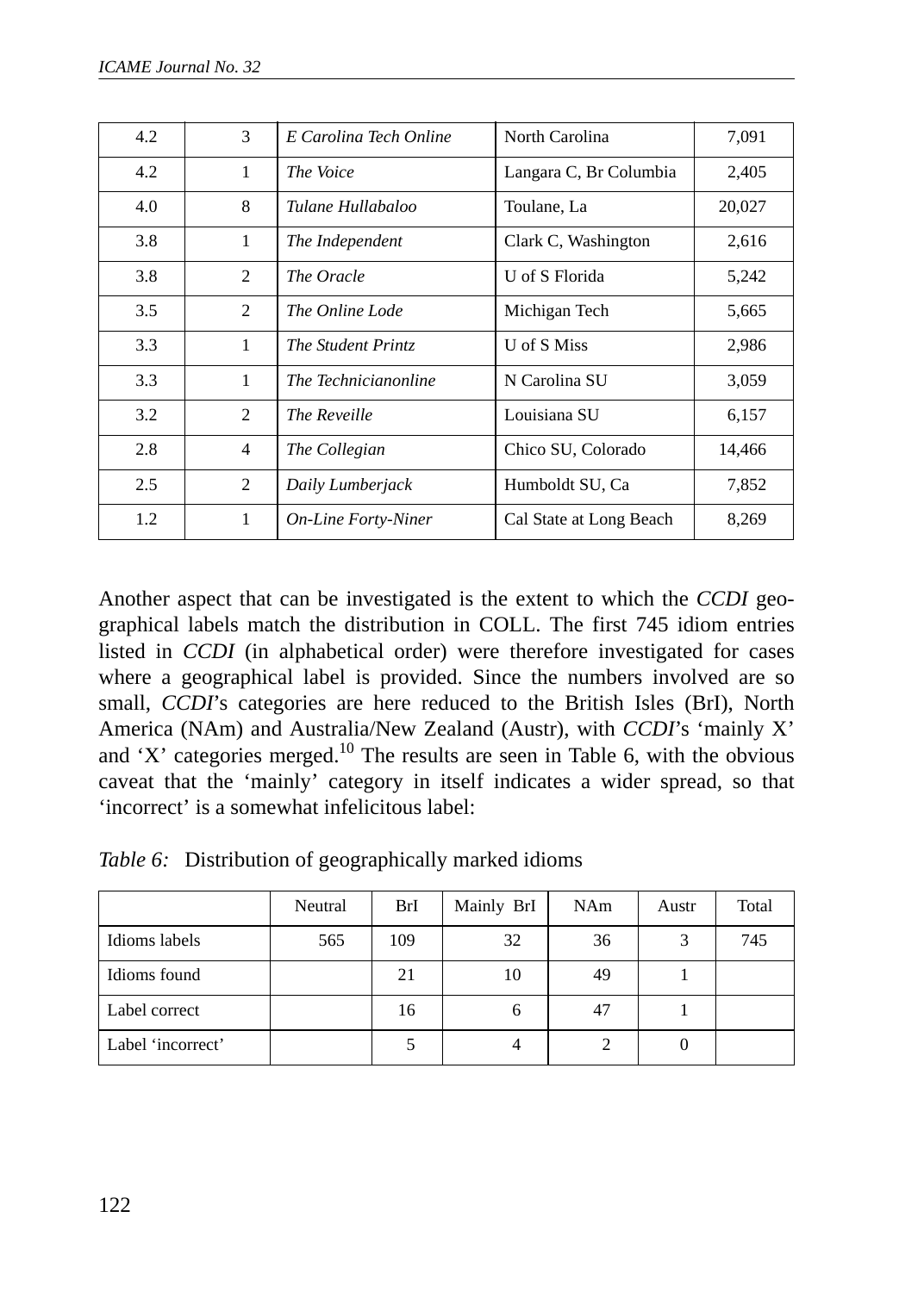| 4.2 | 3 | *E Carolina Tech Online* | North Carolina | 7,091 |
|---|---|---|---|---|
| 4.2 | 1 | *The Voice* | Langara C, Br Columbia | 2,405 |
| 4.0 | 8 | *Tulane Hullabaloo* | Toulane, La | 20,027 |
| 3.8 | 1 | *The Independent* | Clark C, Washington | 2,616 |
| 3.8 | 2 | *The Oracle* | U of S Florida | 5,242 |
| 3.5 | 2 | *The Online Lode* | Michigan Tech | 5,665 |
| 3.3 | 1 | *The Student Printz* | U of S Miss | 2,986 |
| 3.3 | 1 | *The Technicianonline* | N Carolina SU | 3,059 |
| 3.2 | 2 | *The Reveille* | Louisiana SU | 6,157 |
| 2.8 | 4 | *The Collegian* | Chico SU, Colorado | 14,466 |
| 2.5 | 2 | *Daily Lumberjack* | Humboldt SU, Ca | 7,852 |
| 1.2 | 1 | *On-Line Forty-Niner* | Cal State at Long Beach | 8,269 |

Another aspect that can be investigated is the extent to which the *CCDI* geographical labels match the distribution in COLL. The first 745 idiom entries listed in *CCDI* (in alphabetical order) were therefore investigated for cases where a geographical label is provided. Since the numbers involved are so small, *CCDI*'s categories are here reduced to the British Isles (BrI), North America (NAm) and Australia/New Zealand (Austr), with *CCDI*'s 'mainly X' and 'X' categories merged.[10] The results are seen in Table 6, with the obvious caveat that the 'mainly' category in itself indicates a wider spread, so that 'incorrect' is a somewhat infelicitous label:

*Table 6:* Distribution of geographically marked idioms

| | Neutral | BrI | Mainly BrI | NAm | Austr | Total |
|---|---|---|---|---|---|---|
| Idioms labels | 565 | 109 | 32 | 36 | 3 | 745 |
| Idioms found | | 21 | 10 | 49 | 1 | |
| Label correct | | 16 | 6 | 47 | 1 | |
| Label 'incorrect' | | 5 | 4 | 2 | 0 | |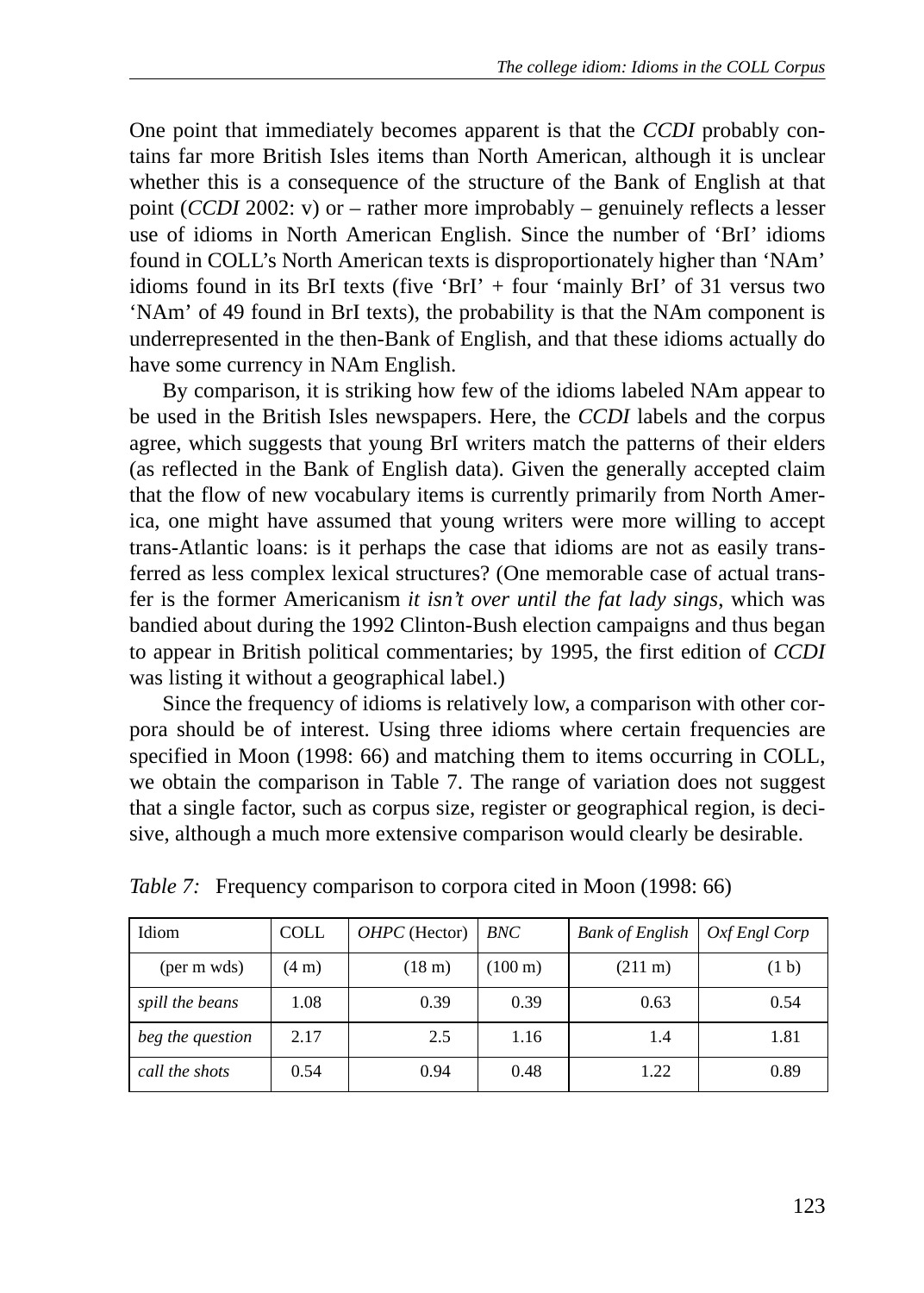One point that immediately becomes apparent is that the *CCDI* probably contains far more British Isles items than North American, although it is unclear whether this is a consequence of the structure of the Bank of English at that point (*CCDI* 2002: v) or – rather more improbably – genuinely reflects a lesser use of idioms in North American English. Since the number of 'BrI' idioms found in COLL's North American texts is disproportionately higher than 'NAm' idioms found in its BrI texts (five 'BrI' + four 'mainly BrI' of 31 versus two 'NAm' of 49 found in BrI texts), the probability is that the NAm component is underrepresented in the then-Bank of English, and that these idioms actually do have some currency in NAm English.

By comparison, it is striking how few of the idioms labeled NAm appear to be used in the British Isles newspapers. Here, the *CCDI* labels and the corpus agree, which suggests that young BrI writers match the patterns of their elders (as reflected in the Bank of English data). Given the generally accepted claim that the flow of new vocabulary items is currently primarily from North America, one might have assumed that young writers were more willing to accept trans-Atlantic loans: is it perhaps the case that idioms are not as easily transferred as less complex lexical structures? (One memorable case of actual transfer is the former Americanism *it isn't over until the fat lady sings*, which was bandied about during the 1992 Clinton-Bush election campaigns and thus began to appear in British political commentaries; by 1995, the first edition of *CCDI* was listing it without a geographical label.)

Since the frequency of idioms is relatively low, a comparison with other corpora should be of interest. Using three idioms where certain frequencies are specified in Moon (1998: 66) and matching them to items occurring in COLL, we obtain the comparison in Table 7. The range of variation does not suggest that a single factor, such as corpus size, register or geographical region, is decisive, although a much more extensive comparison would clearly be desirable.

*Table 7:* Frequency comparison to corpora cited in Moon (1998: 66)

| Idiom | COLL | *OHPC* (Hector) | *BNC* | *Bank of English* | *Oxf Engl Corp* |
|---|---|---|---|---|---|
| (per m wds) | (4 m) | (18 m) | (100 m) | (211 m) | (1 b) |
| *spill the beans* | 1.08 | 0.39 | 0.39 | 0.63 | 0.54 |
| *beg the question* | 2.17 | 2.5 | 1.16 | 1.4 | 1.81 |
| *call the shots* | 0.54 | 0.94 | 0.48 | 1.22 | 0.89 |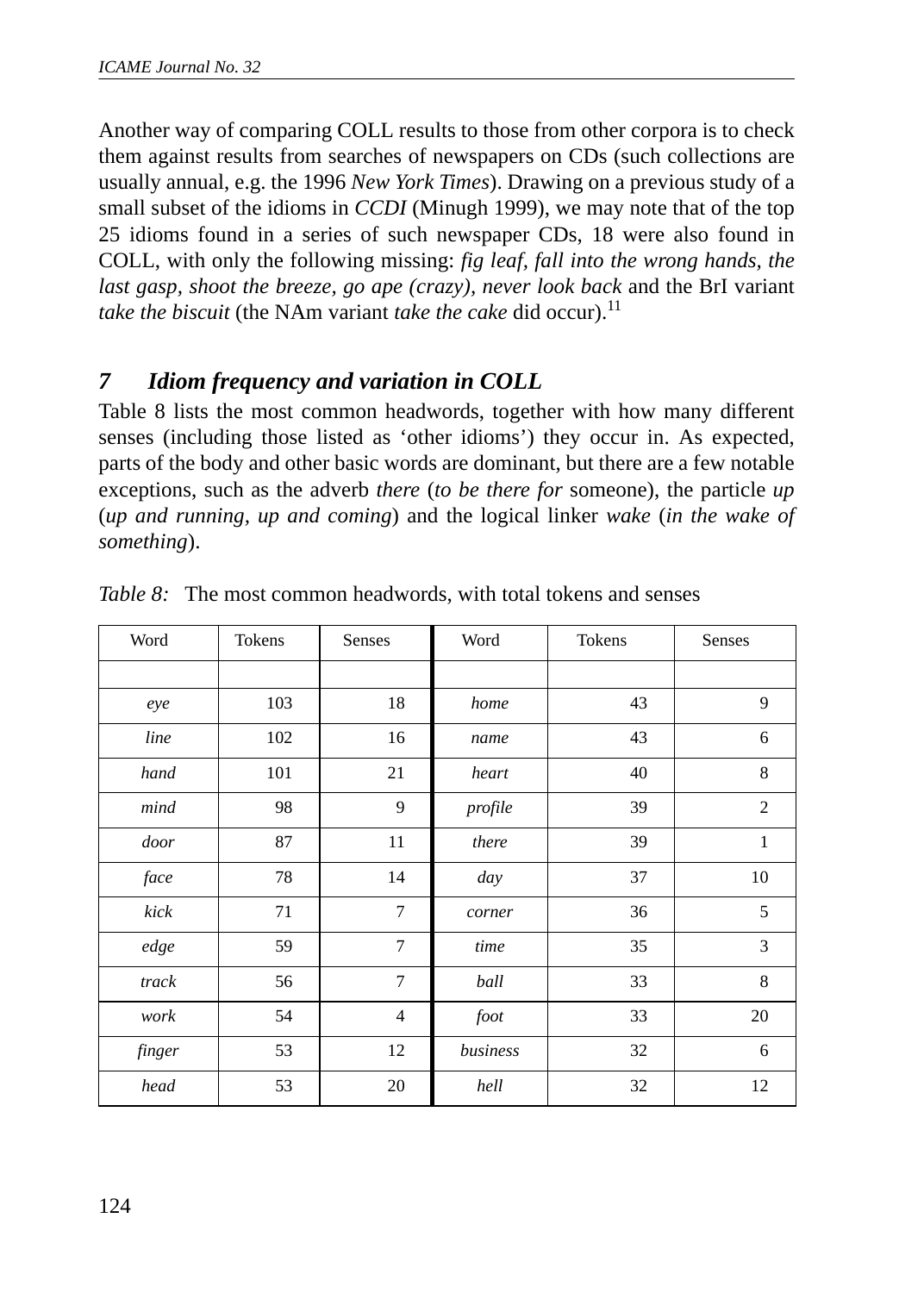Another way of comparing COLL results to those from other corpora is to check them against results from searches of newspapers on CDs (such collections are usually annual, e.g. the 1996 *New York Times*). Drawing on a previous study of a small subset of the idioms in *CCDI* (Minugh 1999), we may note that of the top 25 idioms found in a series of such newspaper CDs, 18 were also found in COLL, with only the following missing: *fig leaf, fall into the wrong hands, the last gasp, shoot the breeze, go ape (crazy), never look back* and the BrI variant *take the biscuit* (the NAm variant *take the cake* did occur).[11]

## 7 Idiom frequency and variation in COLL

Table 8 lists the most common headwords, together with how many different senses (including those listed as 'other idioms') they occur in. As expected, parts of the body and other basic words are dominant, but there are a few notable exceptions, such as the adverb *there* (*to be there for* someone), the particle *up* (*up and running, up and coming*) and the logical linker *wake* (*in the wake of something*).

*Table 8:* The most common headwords, with total tokens and senses

| Word | Tokens | Senses | Word | Tokens | Senses |
|---|---|---|---|---|---|
| | | | | | |
| *eye* | 103 | 18 | *home* | 43 | 9 |
| *line* | 102 | 16 | *name* | 43 | 6 |
| *hand* | 101 | 21 | *heart* | 40 | 8 |
| *mind* | 98 | 9 | *profile* | 39 | 2 |
| *door* | 87 | 11 | *there* | 39 | 1 |
| *face* | 78 | 14 | *day* | 37 | 10 |
| *kick* | 71 | 7 | *corner* | 36 | 5 |
| *edge* | 59 | 7 | *time* | 35 | 3 |
| *track* | 56 | 7 | *ball* | 33 | 8 |
| *work* | 54 | 4 | *foot* | 33 | 20 |
| *finger* | 53 | 12 | *business* | 32 | 6 |
| *head* | 53 | 20 | *hell* | 32 | 12 |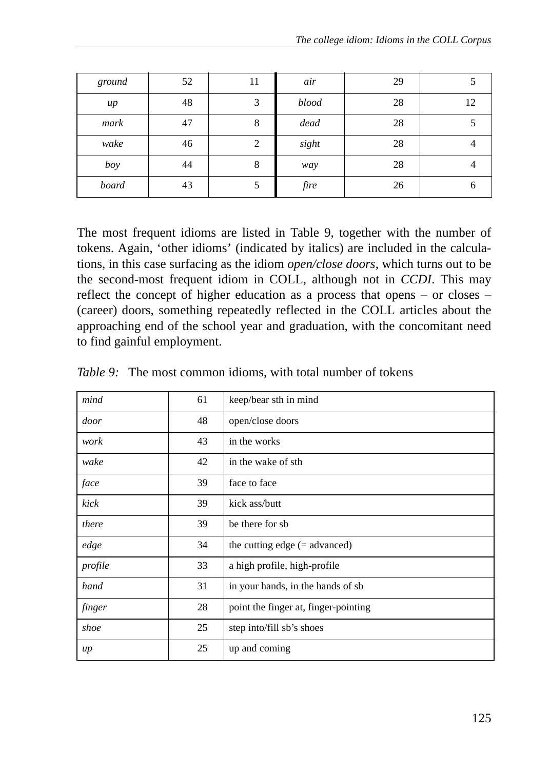| | | | | | |
|---|---|---|---|---|---|
| *ground* | 52 | 11 | *air* | 29 | 5 |
| *up* | 48 | 3 | *blood* | 28 | 12 |
| *mark* | 47 | 8 | *dead* | 28 | 5 |
| *wake* | 46 | 2 | *sight* | 28 | 4 |
| *boy* | 44 | 8 | *way* | 28 | 4 |
| *board* | 43 | 5 | *fire* | 26 | 6 |

The most frequent idioms are listed in Table 9, together with the number of tokens. Again, 'other idioms' (indicated by italics) are included in the calculations, in this case surfacing as the idiom *open/close doors*, which turns out to be the second-most frequent idiom in COLL, although not in *CCDI*. This may reflect the concept of higher education as a process that opens – or closes – (career) doors, something repeatedly reflected in the COLL articles about the approaching end of the school year and graduation, with the concomitant need to find gainful employment.

*Table 9:* The most common idioms, with total number of tokens

| | | |
|---|---|---|
| *mind* | 61 | keep/bear sth in mind |
| *door* | 48 | open/close doors |
| *work* | 43 | in the works |
| *wake* | 42 | in the wake of sth |
| *face* | 39 | face to face |
| *kick* | 39 | kick ass/butt |
| *there* | 39 | be there for sb |
| *edge* | 34 | the cutting edge (= advanced) |
| *profile* | 33 | a high profile, high-profile |
| *hand* | 31 | in your hands, in the hands of sb |
| *finger* | 28 | point the finger at, finger-pointing |
| *shoe* | 25 | step into/fill sb's shoes |
| *up* | 25 | up and coming |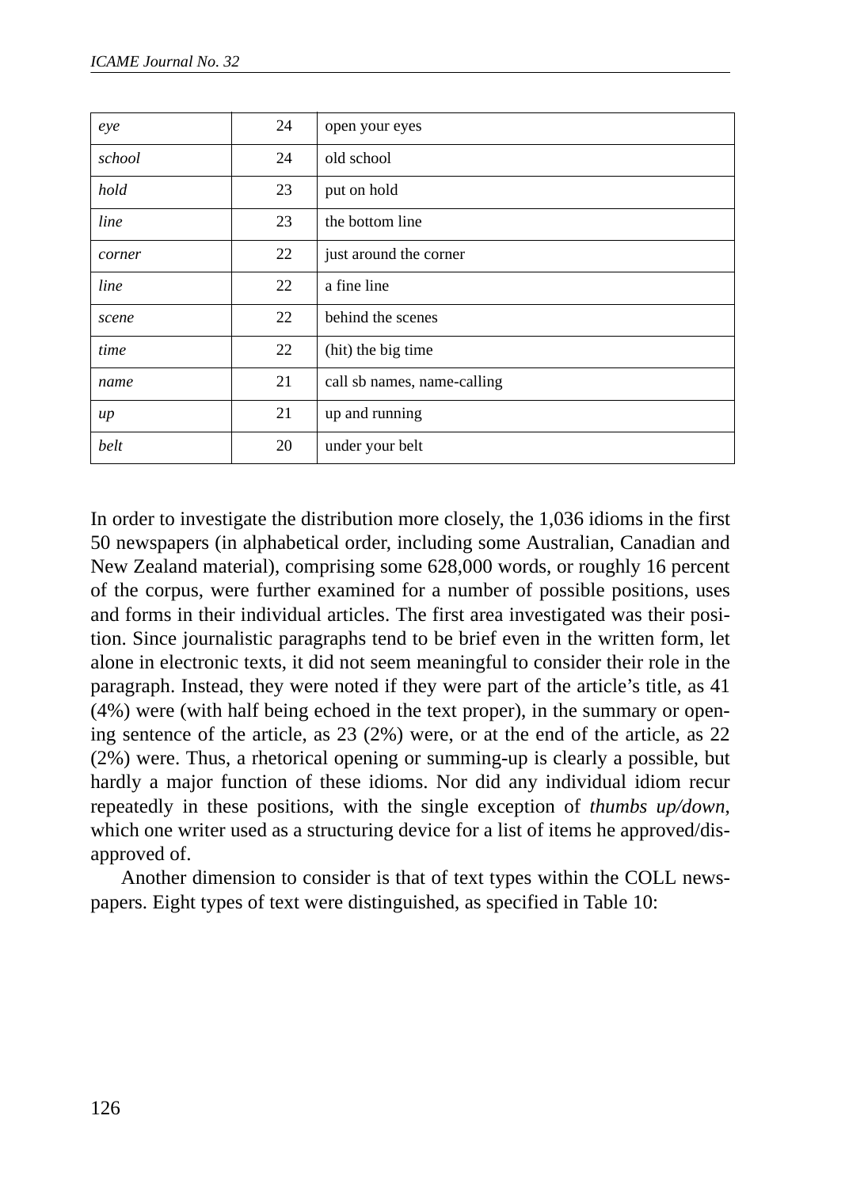| | | |
|---|---|---|
| *eye* | 24 | open your eyes |
| *school* | 24 | old school |
| *hold* | 23 | put on hold |
| *line* | 23 | the bottom line |
| *corner* | 22 | just around the corner |
| *line* | 22 | a fine line |
| *scene* | 22 | behind the scenes |
| *time* | 22 | (hit) the big time |
| *name* | 21 | call sb names, name-calling |
| *up* | 21 | up and running |
| *belt* | 20 | under your belt |

In order to investigate the distribution more closely, the 1,036 idioms in the first 50 newspapers (in alphabetical order, including some Australian, Canadian and New Zealand material), comprising some 628,000 words, or roughly 16 percent of the corpus, were further examined for a number of possible positions, uses and forms in their individual articles. The first area investigated was their position. Since journalistic paragraphs tend to be brief even in the written form, let alone in electronic texts, it did not seem meaningful to consider their role in the paragraph. Instead, they were noted if they were part of the article's title, as 41 (4%) were (with half being echoed in the text proper), in the summary or opening sentence of the article, as 23 (2%) were, or at the end of the article, as 22 (2%) were. Thus, a rhetorical opening or summing-up is clearly a possible, but hardly a major function of these idioms. Nor did any individual idiom recur repeatedly in these positions, with the single exception of *thumbs up/down*, which one writer used as a structuring device for a list of items he approved/disapproved of.

Another dimension to consider is that of text types within the COLL newspapers. Eight types of text were distinguished, as specified in Table 10: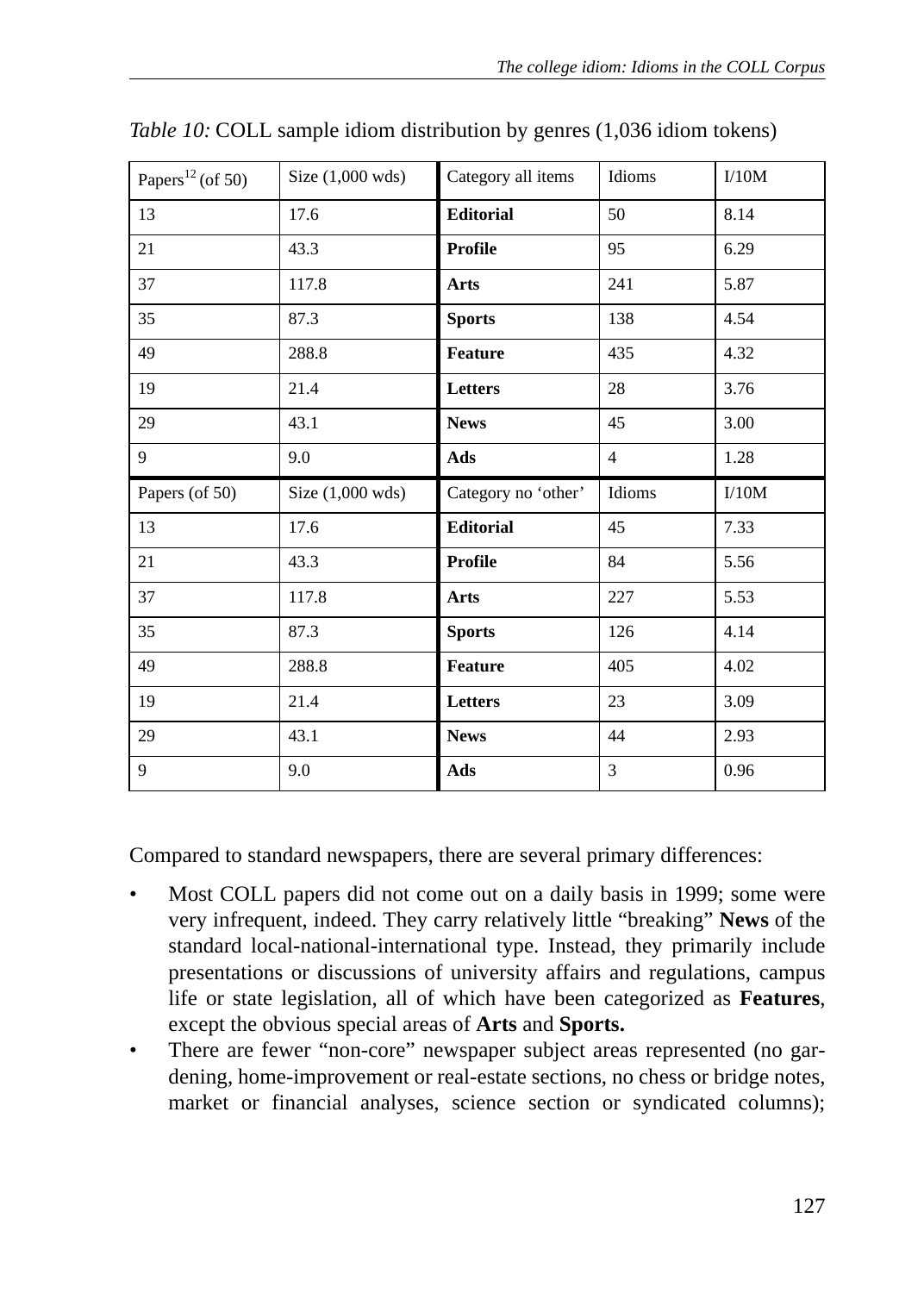*Table 10:* COLL sample idiom distribution by genres (1,036 idiom tokens)

| Papers[12] (of 50) | Size (1,000 wds) | Category all items | Idioms | I/10M |
|---|---|---|---|---|
| 13 | 17.6 | **Editorial** | 50 | 8.14 |
| 21 | 43.3 | **Profile** | 95 | 6.29 |
| 37 | 117.8 | **Arts** | 241 | 5.87 |
| 35 | 87.3 | **Sports** | 138 | 4.54 |
| 49 | 288.8 | **Feature** | 435 | 4.32 |
| 19 | 21.4 | **Letters** | 28 | 3.76 |
| 29 | 43.1 | **News** | 45 | 3.00 |
| 9 | 9.0 | **Ads** | 4 | 1.28 |
| Papers (of 50) | Size (1,000 wds) | Category no 'other' | Idioms | I/10M |
| 13 | 17.6 | **Editorial** | 45 | 7.33 |
| 21 | 43.3 | **Profile** | 84 | 5.56 |
| 37 | 117.8 | **Arts** | 227 | 5.53 |
| 35 | 87.3 | **Sports** | 126 | 4.14 |
| 49 | 288.8 | **Feature** | 405 | 4.02 |
| 19 | 21.4 | **Letters** | 23 | 3.09 |
| 29 | 43.1 | **News** | 44 | 2.93 |
| 9 | 9.0 | **Ads** | 3 | 0.96 |

Compared to standard newspapers, there are several primary differences:

- Most COLL papers did not come out on a daily basis in 1999; some were very infrequent, indeed. They carry relatively little "breaking" **News** of the standard local-national-international type. Instead, they primarily include presentations or discussions of university affairs and regulations, campus life or state legislation, all of which have been categorized as **Features**, except the obvious special areas of **Arts** and **Sports.**
- There are fewer "non-core" newspaper subject areas represented (no gardening, home-improvement or real-estate sections, no chess or bridge notes, market or financial analyses, science section or syndicated columns);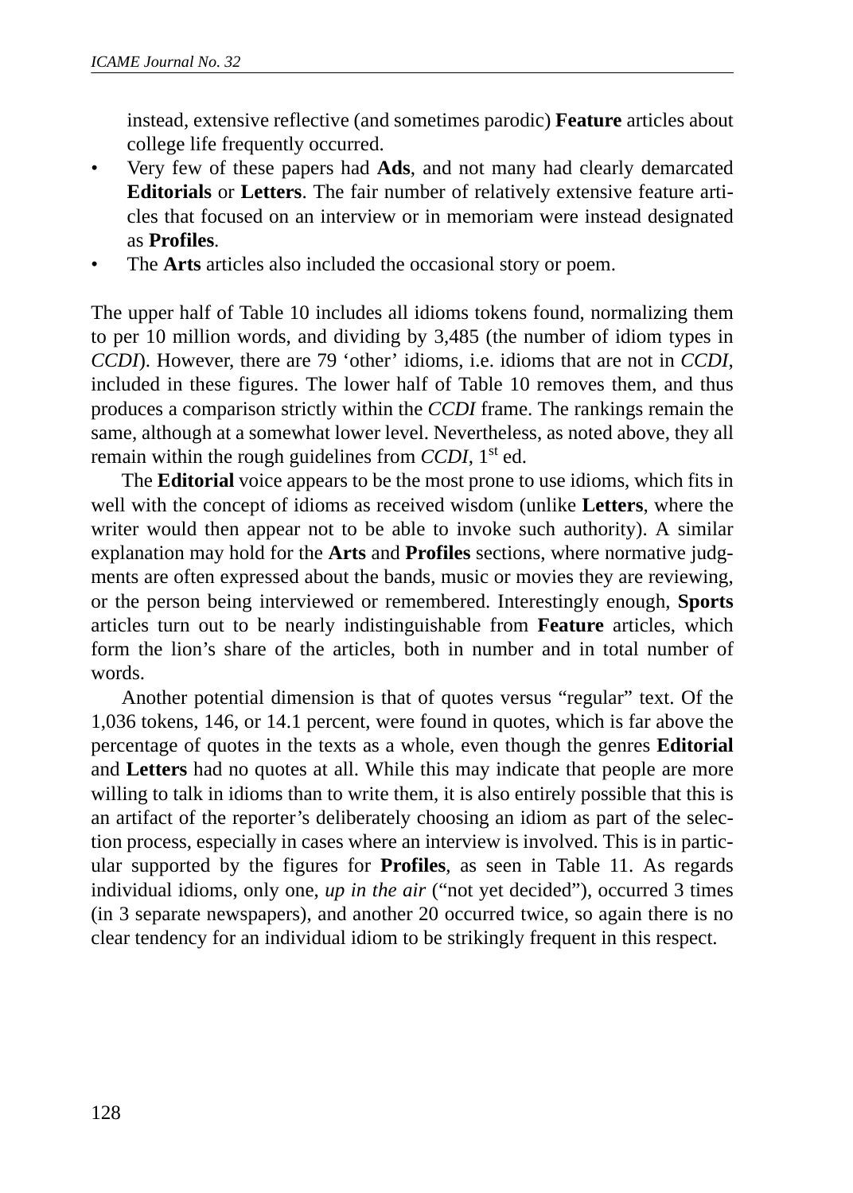instead, extensive reflective (and sometimes parodic) **Feature** articles about college life frequently occurred.

- Very few of these papers had **Ads**, and not many had clearly demarcated **Editorials** or **Letters**. The fair number of relatively extensive feature articles that focused on an interview or in memoriam were instead designated as **Profiles**.
- The **Arts** articles also included the occasional story or poem.

The upper half of Table 10 includes all idioms tokens found, normalizing them to per 10 million words, and dividing by 3,485 (the number of idiom types in *CCDI*). However, there are 79 'other' idioms, i.e. idioms that are not in *CCDI*, included in these figures. The lower half of Table 10 removes them, and thus produces a comparison strictly within the *CCDI* frame. The rankings remain the same, although at a somewhat lower level. Nevertheless, as noted above, they all remain within the rough guidelines from *CCDI*, 1st ed.

The **Editorial** voice appears to be the most prone to use idioms, which fits in well with the concept of idioms as received wisdom (unlike **Letters**, where the writer would then appear not to be able to invoke such authority). A similar explanation may hold for the **Arts** and **Profiles** sections, where normative judgments are often expressed about the bands, music or movies they are reviewing, or the person being interviewed or remembered. Interestingly enough, **Sports** articles turn out to be nearly indistinguishable from **Feature** articles, which form the lion's share of the articles, both in number and in total number of words.

Another potential dimension is that of quotes versus "regular" text. Of the 1,036 tokens, 146, or 14.1 percent, were found in quotes, which is far above the percentage of quotes in the texts as a whole, even though the genres **Editorial** and **Letters** had no quotes at all. While this may indicate that people are more willing to talk in idioms than to write them, it is also entirely possible that this is an artifact of the reporter's deliberately choosing an idiom as part of the selection process, especially in cases where an interview is involved. This is in particular supported by the figures for **Profiles**, as seen in Table 11. As regards individual idioms, only one, *up in the air* ("not yet decided"), occurred 3 times (in 3 separate newspapers), and another 20 occurred twice, so again there is no clear tendency for an individual idiom to be strikingly frequent in this respect.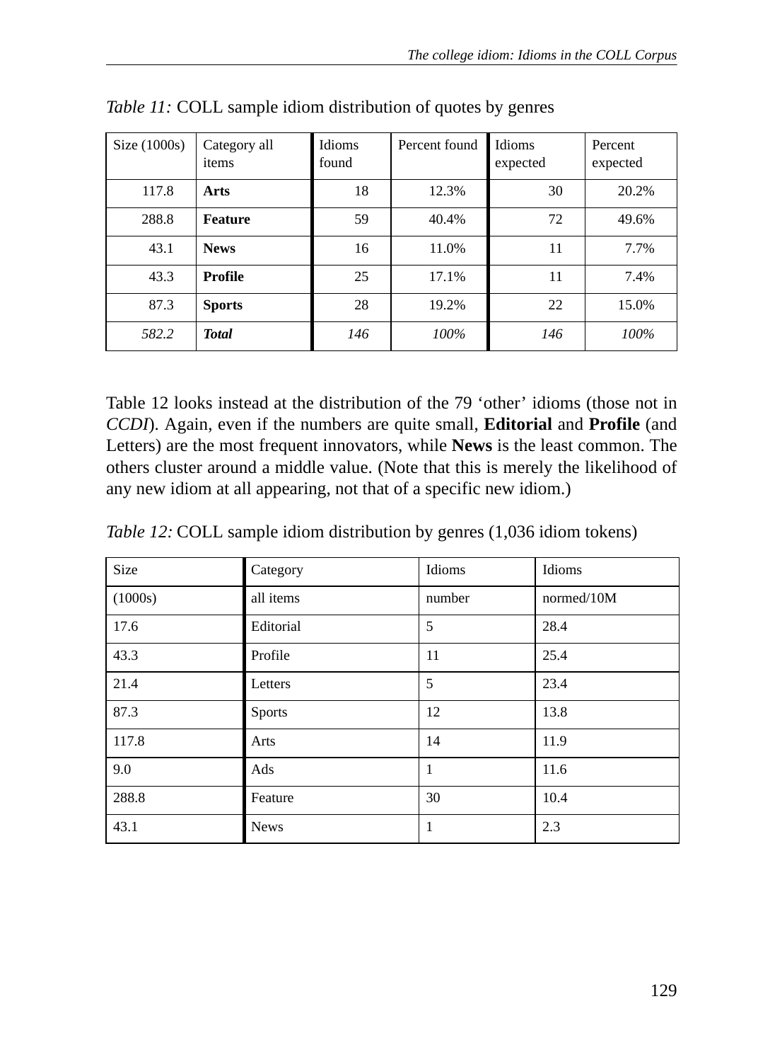*Table 11:* COLL sample idiom distribution of quotes by genres

| Size (1000s) | Category all items | Idioms found | Percent found | Idioms expected | Percent expected |
|---|---|---|---|---|---|
| 117.8 | **Arts** | 18 | 12.3% | 30 | 20.2% |
| 288.8 | **Feature** | 59 | 40.4% | 72 | 49.6% |
| 43.1 | **News** | 16 | 11.0% | 11 | 7.7% |
| 43.3 | **Profile** | 25 | 17.1% | 11 | 7.4% |
| 87.3 | **Sports** | 28 | 19.2% | 22 | 15.0% |
| *582.2* | ***Total*** | *146* | *100%* | *146* | *100%* |

Table 12 looks instead at the distribution of the 79 'other' idioms (those not in *CCDI*). Again, even if the numbers are quite small, **Editorial** and **Profile** (and Letters) are the most frequent innovators, while **News** is the least common. The others cluster around a middle value. (Note that this is merely the likelihood of any new idiom at all appearing, not that of a specific new idiom.)

*Table 12:* COLL sample idiom distribution by genres (1,036 idiom tokens)

| Size | Category | Idioms | Idioms |
|---|---|---|---|
| (1000s) | all items | number | normed/10M |
| 17.6 | Editorial | 5 | 28.4 |
| 43.3 | Profile | 11 | 25.4 |
| 21.4 | Letters | 5 | 23.4 |
| 87.3 | Sports | 12 | 13.8 |
| 117.8 | Arts | 14 | 11.9 |
| 9.0 | Ads | 1 | 11.6 |
| 288.8 | Feature | 30 | 10.4 |
| 43.1 | News | 1 | 2.3 |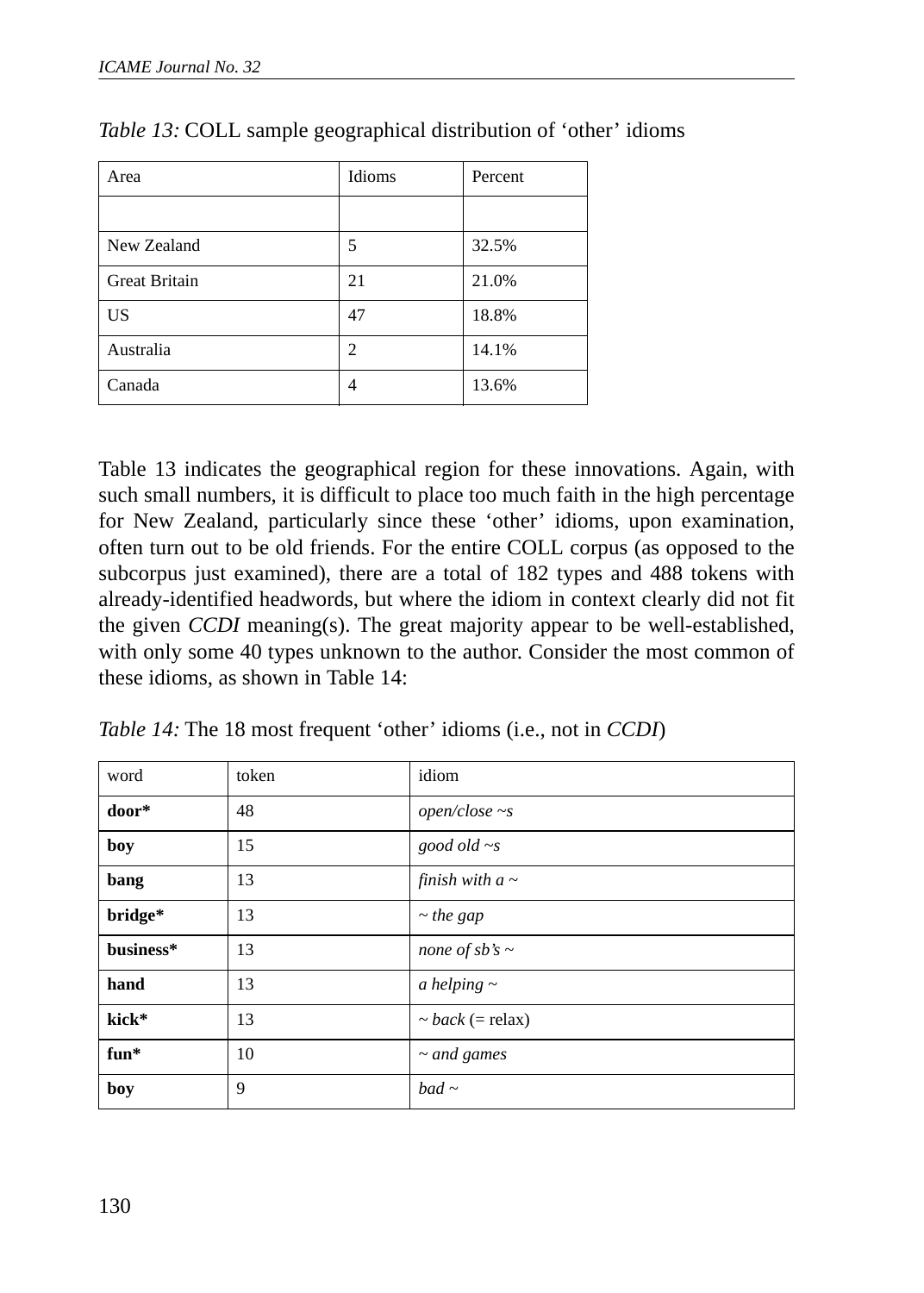*Table 13:* COLL sample geographical distribution of 'other' idioms

| Area | Idioms | Percent |
|---|---|---|
| | | |
| New Zealand | 5 | 32.5% |
| Great Britain | 21 | 21.0% |
| US | 47 | 18.8% |
| Australia | 2 | 14.1% |
| Canada | 4 | 13.6% |

Table 13 indicates the geographical region for these innovations. Again, with such small numbers, it is difficult to place too much faith in the high percentage for New Zealand, particularly since these 'other' idioms, upon examination, often turn out to be old friends. For the entire COLL corpus (as opposed to the subcorpus just examined), there are a total of 182 types and 488 tokens with already-identified headwords, but where the idiom in context clearly did not fit the given *CCDI* meaning(s). The great majority appear to be well-established, with only some 40 types unknown to the author. Consider the most common of these idioms, as shown in Table 14:

*Table 14:* The 18 most frequent 'other' idioms (i.e., not in *CCDI*)

| word | token | idiom |
|---|---|---|
| **door*** | 48 | *open/close ~s* |
| **boy** | 15 | *good old ~s* |
| **bang** | 13 | *finish with a ~* |
| **bridge*** | 13 | *~ the gap* |
| **business*** | 13 | *none of sb's ~* |
| **hand** | 13 | *a helping ~* |
| **kick*** | 13 | *~ back* (= relax) |
| **fun*** | 10 | *~ and games* |
| **boy** | 9 | *bad ~* |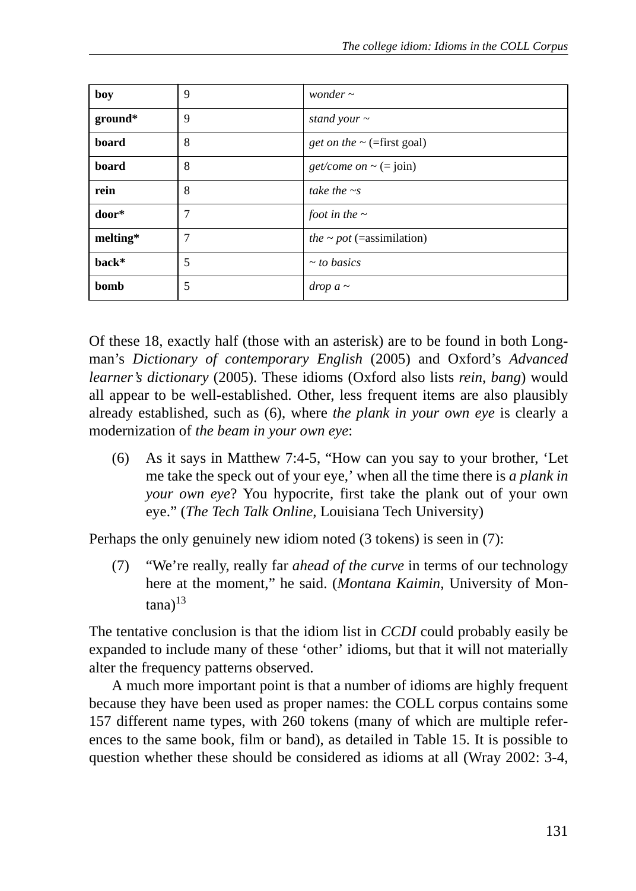| **boy** | 9 | *wonder ~* |
|---|---|---|
| **ground*** | 9 | *stand your ~* |
| **board** | 8 | *get on the ~* (=first goal) |
| **board** | 8 | *get/come on ~* (= join) |
| **rein** | 8 | *take the ~s* |
| **door*** | 7 | *foot in the ~* |
| **melting*** | 7 | *the ~ pot* (=assimilation) |
| **back*** | 5 | *~ to basics* |
| **bomb** | 5 | *drop a ~* |

Of these 18, exactly half (those with an asterisk) are to be found in both Longman's *Dictionary of contemporary English* (2005) and Oxford's *Advanced learner's dictionary* (2005). These idioms (Oxford also lists *rein*, *bang*) would all appear to be well-established. Other, less frequent items are also plausibly already established, such as (6), where *the plank in your own eye* is clearly a modernization of *the beam in your own eye*:

(6) As it says in Matthew 7:4-5, "How can you say to your brother, 'Let me take the speck out of your eye,' when all the time there is *a plank in your own eye*? You hypocrite, first take the plank out of your own eye." (*The Tech Talk Online*, Louisiana Tech University)

Perhaps the only genuinely new idiom noted (3 tokens) is seen in (7):

(7) "We're really, really far *ahead of the curve* in terms of our technology here at the moment," he said. (*Montana Kaimin*, University of Montana)[13]

The tentative conclusion is that the idiom list in *CCDI* could probably easily be expanded to include many of these 'other' idioms, but that it will not materially alter the frequency patterns observed.

A much more important point is that a number of idioms are highly frequent because they have been used as proper names: the COLL corpus contains some 157 different name types, with 260 tokens (many of which are multiple references to the same book, film or band), as detailed in Table 15. It is possible to question whether these should be considered as idioms at all (Wray 2002: 3-4,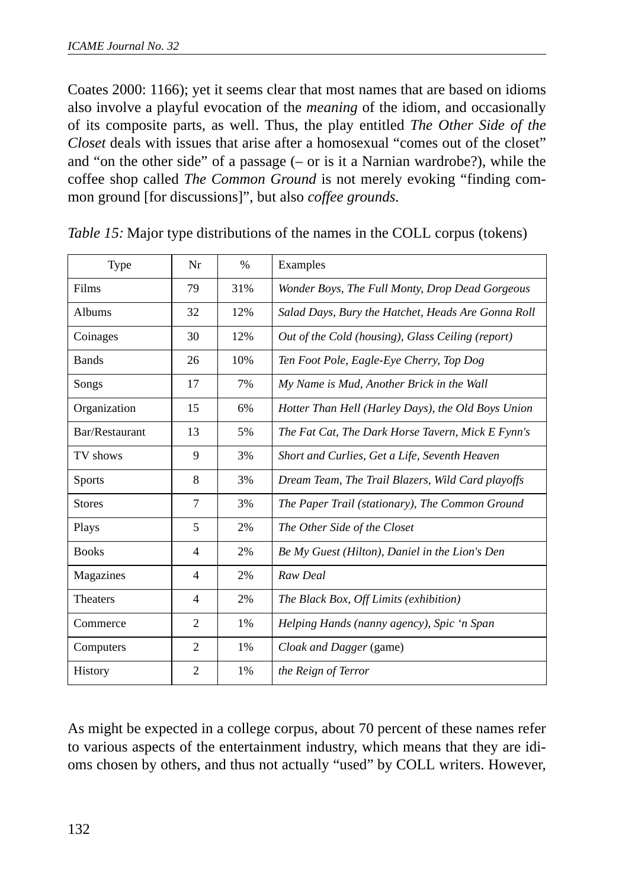Coates 2000: 1166); yet it seems clear that most names that are based on idioms also involve a playful evocation of the *meaning* of the idiom, and occasionally of its composite parts, as well. Thus, the play entitled *The Other Side of the Closet* deals with issues that arise after a homosexual "comes out of the closet" and "on the other side" of a passage (– or is it a Narnian wardrobe?), while the coffee shop called *The Common Ground* is not merely evoking "finding common ground [for discussions]", but also *coffee grounds.*

*Table 15:* Major type distributions of the names in the COLL corpus (tokens)

| Type | Nr | % | Examples |
|---|---|---|---|
| Films | 79 | 31% | *Wonder Boys, The Full Monty, Drop Dead Gorgeous* |
| Albums | 32 | 12% | *Salad Days, Bury the Hatchet, Heads Are Gonna Roll* |
| Coinages | 30 | 12% | *Out of the Cold (housing), Glass Ceiling (report)* |
| Bands | 26 | 10% | *Ten Foot Pole, Eagle-Eye Cherry, Top Dog* |
| Songs | 17 | 7% | *My Name is Mud, Another Brick in the Wall* |
| Organization | 15 | 6% | *Hotter Than Hell (Harley Days), the Old Boys Union* |
| Bar/Restaurant | 13 | 5% | *The Fat Cat, The Dark Horse Tavern, Mick E Fynn's* |
| TV shows | 9 | 3% | *Short and Curlies, Get a Life, Seventh Heaven* |
| Sports | 8 | 3% | *Dream Team, The Trail Blazers, Wild Card playoffs* |
| Stores | 7 | 3% | *The Paper Trail (stationary), The Common Ground* |
| Plays | 5 | 2% | *The Other Side of the Closet* |
| Books | 4 | 2% | *Be My Guest (Hilton), Daniel in the Lion's Den* |
| Magazines | 4 | 2% | *Raw Deal* |
| Theaters | 4 | 2% | *The Black Box, Off Limits (exhibition)* |
| Commerce | 2 | 1% | *Helping Hands (nanny agency), Spic 'n Span* |
| Computers | 2 | 1% | *Cloak and Dagger* (game) |
| History | 2 | 1% | *the Reign of Terror* |

As might be expected in a college corpus, about 70 percent of these names refer to various aspects of the entertainment industry, which means that they are idioms chosen by others, and thus not actually "used" by COLL writers. However,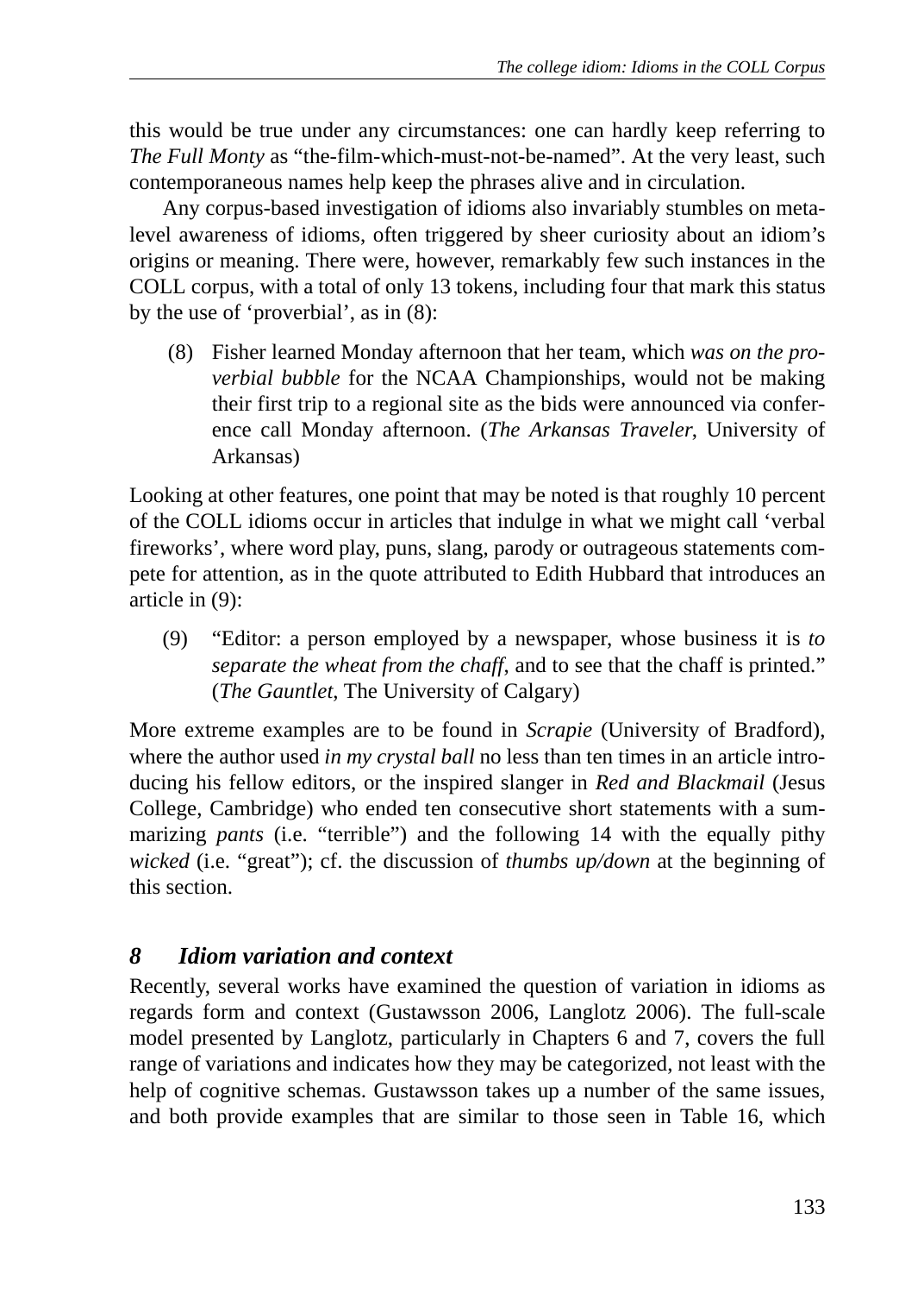this would be true under any circumstances: one can hardly keep referring to *The Full Monty* as "the-film-which-must-not-be-named". At the very least, such contemporaneous names help keep the phrases alive and in circulation.

Any corpus-based investigation of idioms also invariably stumbles on meta-level awareness of idioms, often triggered by sheer curiosity about an idiom's origins or meaning. There were, however, remarkably few such instances in the COLL corpus, with a total of only 13 tokens, including four that mark this status by the use of 'proverbial', as in (8):

(8) Fisher learned Monday afternoon that her team, which *was on the proverbial bubble* for the NCAA Championships, would not be making their first trip to a regional site as the bids were announced via conference call Monday afternoon. (*The Arkansas Traveler*, University of Arkansas)

Looking at other features, one point that may be noted is that roughly 10 percent of the COLL idioms occur in articles that indulge in what we might call 'verbal fireworks', where word play, puns, slang, parody or outrageous statements compete for attention, as in the quote attributed to Edith Hubbard that introduces an article in (9):

(9) "Editor: a person employed by a newspaper, whose business it is *to separate the wheat from the chaff*, and to see that the chaff is printed." (*The Gauntlet*, The University of Calgary)

More extreme examples are to be found in *Scrapie* (University of Bradford), where the author used *in my crystal ball* no less than ten times in an article introducing his fellow editors, or the inspired slanger in *Red and Blackmail* (Jesus College, Cambridge) who ended ten consecutive short statements with a summarizing *pants* (i.e. "terrible") and the following 14 with the equally pithy *wicked* (i.e. "great"); cf. the discussion of *thumbs up/down* at the beginning of this section.

## 8 Idiom variation and context

Recently, several works have examined the question of variation in idioms as regards form and context (Gustawsson 2006, Langlotz 2006). The full-scale model presented by Langlotz, particularly in Chapters 6 and 7, covers the full range of variations and indicates how they may be categorized, not least with the help of cognitive schemas. Gustawsson takes up a number of the same issues, and both provide examples that are similar to those seen in Table 16, which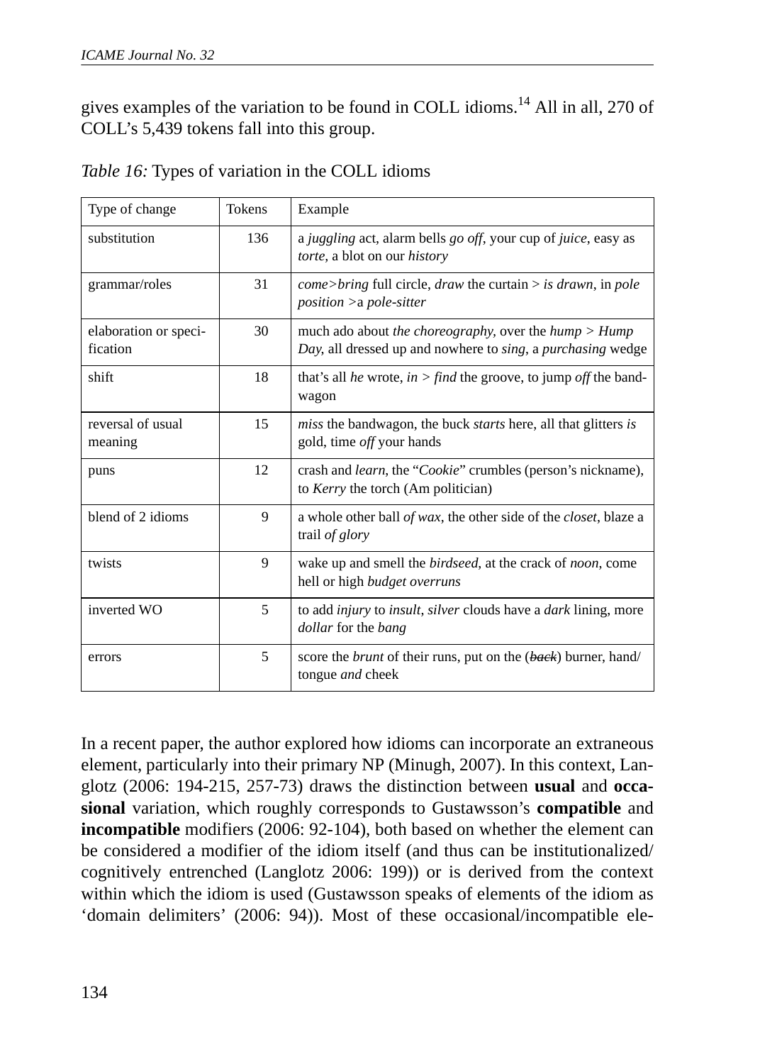gives examples of the variation to be found in COLL idioms.[14] All in all, 270 of COLL's 5,439 tokens fall into this group.

*Table 16:* Types of variation in the COLL idioms

| Type of change | Tokens | Example |
|---|---|---|
| substitution | 136 | a *juggling* act, alarm bells *go off*, your cup of *juice*, easy as *torte*, a blot on our *history* |
| grammar/roles | 31 | *come>bring* full circle, *draw* the curtain > *is drawn*, in *pole position* >a *pole-sitter* |
| elaboration or specification | 30 | much ado about *the choreography*, over the *hump > Hump Day*, all dressed up and nowhere to *sing*, a *purchasing* wedge |
| shift | 18 | that's all *he* wrote, *in > find* the groove, to jump *off* the bandwagon |
| reversal of usual meaning | 15 | *miss* the bandwagon, the buck *starts* here, all that glitters *is* gold, time *off* your hands |
| puns | 12 | crash and *learn*, the "*Cookie*" crumbles (person's nickname), to *Kerry* the torch (Am politician) |
| blend of 2 idioms | 9 | a whole other ball *of wax*, the other side of the *closet*, blaze a trail *of glory* |
| twists | 9 | wake up and smell the *birdseed*, at the crack of *noon*, come hell or high *budget overruns* |
| inverted WO | 5 | to add *injury* to *insult*, *silver* clouds have a *dark* lining, more *dollar* for the *bang* |
| errors | 5 | score the *brunt* of their runs, put on the (~~*back*~~) burner, hand/tongue *and* cheek |

In a recent paper, the author explored how idioms can incorporate an extraneous element, particularly into their primary NP (Minugh, 2007). In this context, Langlotz (2006: 194-215, 257-73) draws the distinction between **usual** and **occasional** variation, which roughly corresponds to Gustawsson's **compatible** and **incompatible** modifiers (2006: 92-104), both based on whether the element can be considered a modifier of the idiom itself (and thus can be institutionalized/cognitively entrenched (Langlotz 2006: 199)) or is derived from the context within which the idiom is used (Gustawsson speaks of elements of the idiom as 'domain delimiters' (2006: 94)). Most of these occasional/incompatible ele-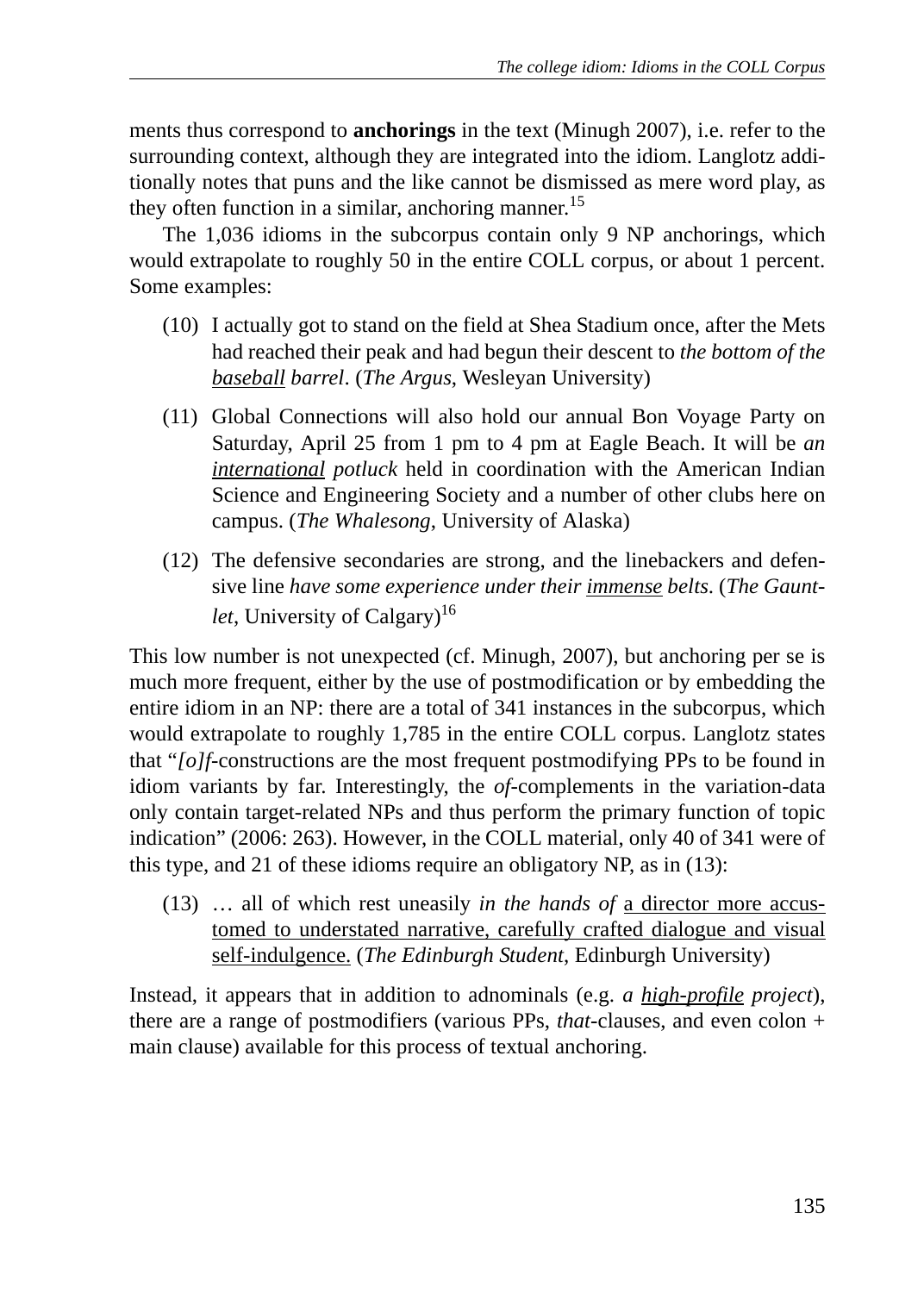ments thus correspond to **anchorings** in the text (Minugh 2007), i.e. refer to the surrounding context, although they are integrated into the idiom. Langlotz additionally notes that puns and the like cannot be dismissed as mere word play, as they often function in a similar, anchoring manner.[15]

The 1,036 idioms in the subcorpus contain only 9 NP anchorings, which would extrapolate to roughly 50 in the entire COLL corpus, or about 1 percent. Some examples:

(10) I actually got to stand on the field at Shea Stadium once, after the Mets had reached their peak and had begun their descent to *the bottom of the* <u>*baseball*</u> *barrel*. (*The Argus*, Wesleyan University)

(11) Global Connections will also hold our annual Bon Voyage Party on Saturday, April 25 from 1 pm to 4 pm at Eagle Beach. It will be *an* <u>*international*</u> *potluck* held in coordination with the American Indian Science and Engineering Society and a number of other clubs here on campus. (*The Whalesong*, University of Alaska)

(12) The defensive secondaries are strong, and the linebackers and defensive line *have some experience under their* <u>*immense*</u> *belts*. (*The Gauntlet*, University of Calgary)[16]

This low number is not unexpected (cf. Minugh, 2007), but anchoring per se is much more frequent, either by the use of postmodification or by embedding the entire idiom in an NP: there are a total of 341 instances in the subcorpus, which would extrapolate to roughly 1,785 in the entire COLL corpus. Langlotz states that "*[o]f*-constructions are the most frequent postmodifying PPs to be found in idiom variants by far. Interestingly, the *of*-complements in the variation-data only contain target-related NPs and thus perform the primary function of topic indication" (2006: 263). However, in the COLL material, only 40 of 341 were of this type, and 21 of these idioms require an obligatory NP, as in (13):

(13) … all of which rest uneasily *in the hands of* <u>a director more accustomed to understated narrative, carefully crafted dialogue and visual self-indulgence.</u> (*The Edinburgh Student*, Edinburgh University)

Instead, it appears that in addition to adnominals (e.g. *a* <u>*high-profile*</u> *project*), there are a range of postmodifiers (various PPs, *that*-clauses, and even colon + main clause) available for this process of textual anchoring.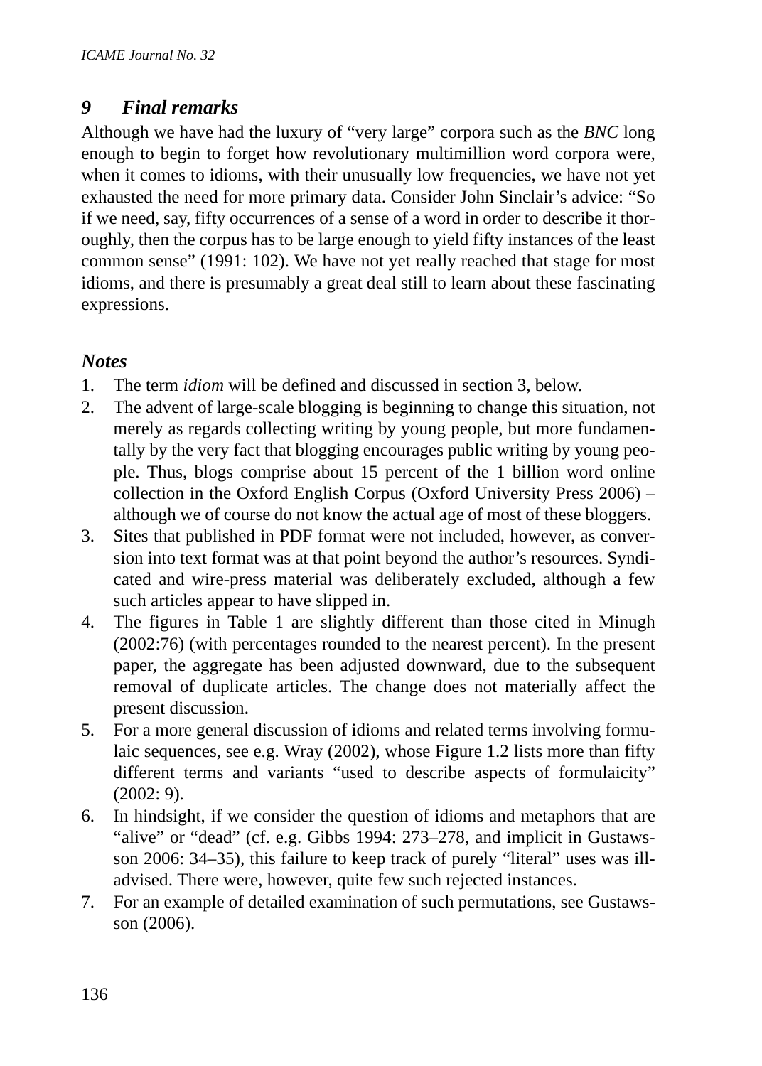## 9 *Final remarks*

Although we have had the luxury of "very large" corpora such as the *BNC* long enough to begin to forget how revolutionary multimillion word corpora were, when it comes to idioms, with their unusually low frequencies, we have not yet exhausted the need for more primary data. Consider John Sinclair's advice: "So if we need, say, fifty occurrences of a sense of a word in order to describe it thoroughly, then the corpus has to be large enough to yield fifty instances of the least common sense" (1991: 102). We have not yet really reached that stage for most idioms, and there is presumably a great deal still to learn about these fascinating expressions.

### *Notes*

1. The term *idiom* will be defined and discussed in section 3, below.
2. The advent of large-scale blogging is beginning to change this situation, not merely as regards collecting writing by young people, but more fundamentally by the very fact that blogging encourages public writing by young people. Thus, blogs comprise about 15 percent of the 1 billion word online collection in the Oxford English Corpus (Oxford University Press 2006) – although we of course do not know the actual age of most of these bloggers.
3. Sites that published in PDF format were not included, however, as conversion into text format was at that point beyond the author's resources. Syndicated and wire-press material was deliberately excluded, although a few such articles appear to have slipped in.
4. The figures in Table 1 are slightly different than those cited in Minugh (2002:76) (with percentages rounded to the nearest percent). In the present paper, the aggregate has been adjusted downward, due to the subsequent removal of duplicate articles. The change does not materially affect the present discussion.
5. For a more general discussion of idioms and related terms involving formulaic sequences, see e.g. Wray (2002), whose Figure 1.2 lists more than fifty different terms and variants "used to describe aspects of formulaicity" (2002: 9).
6. In hindsight, if we consider the question of idioms and metaphors that are "alive" or "dead" (cf. e.g. Gibbs 1994: 273–278, and implicit in Gustawsson 2006: 34–35), this failure to keep track of purely "literal" uses was ill-advised. There were, however, quite few such rejected instances.
7. For an example of detailed examination of such permutations, see Gustawsson (2006).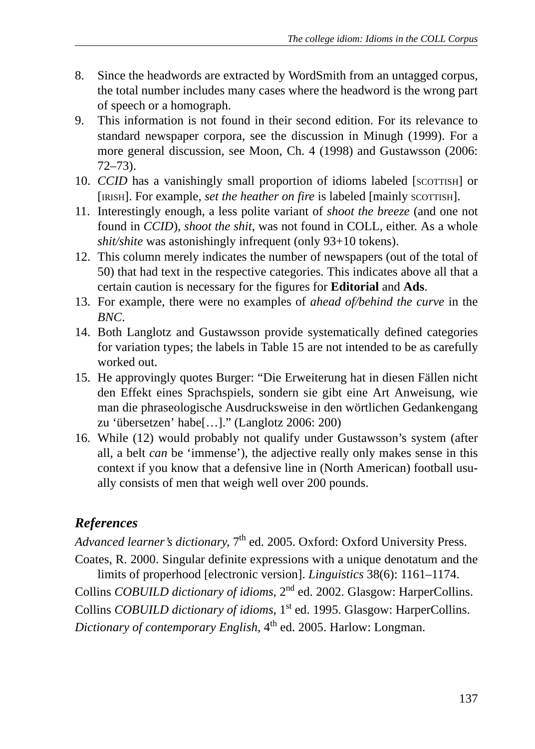8. Since the headwords are extracted by WordSmith from an untagged corpus, the total number includes many cases where the headword is the wrong part of speech or a homograph.
9. This information is not found in their second edition. For its relevance to standard newspaper corpora, see the discussion in Minugh (1999). For a more general discussion, see Moon, Ch. 4 (1998) and Gustawsson (2006: 72–73).
10. *CCID* has a vanishingly small proportion of idioms labeled [SCOTTISH] or [IRISH]. For example, *set the heather on fire* is labeled [mainly SCOTTISH].
11. Interestingly enough, a less polite variant of *shoot the breeze* (and one not found in *CCID*), *shoot the shit*, was not found in COLL, either. As a whole *shit/shite* was astonishingly infrequent (only 93+10 tokens).
12. This column merely indicates the number of newspapers (out of the total of 50) that had text in the respective categories. This indicates above all that a certain caution is necessary for the figures for **Editorial** and **Ads**.
13. For example, there were no examples of *ahead of/behind the curve* in the *BNC*.
14. Both Langlotz and Gustawsson provide systematically defined categories for variation types; the labels in Table 15 are not intended to be as carefully worked out.
15. He approvingly quotes Burger: "Die Erweiterung hat in diesen Fällen nicht den Effekt eines Sprachspiels, sondern sie gibt eine Art Anweisung, wie man die phraseologische Ausdrucksweise in den wörtlichen Gedankengang zu 'übersetzen' habe[…]." (Langlotz 2006: 200)
16. While (12) would probably not qualify under Gustawsson's system (after all, a belt *can* be 'immense'), the adjective really only makes sense in this context if you know that a defensive line in (North American) football usually consists of men that weigh well over 200 pounds.

## *References*

*Advanced learner's dictionary*, 7th ed. 2005. Oxford: Oxford University Press.

Coates, R. 2000. Singular definite expressions with a unique denotatum and the limits of properhood [electronic version]. *Linguistics* 38(6): 1161–1174.

Collins *COBUILD dictionary of idioms*, 2nd ed. 2002. Glasgow: HarperCollins.

Collins *COBUILD dictionary of idioms*, 1st ed. 1995. Glasgow: HarperCollins.

*Dictionary of contemporary English*, 4th ed. 2005. Harlow: Longman.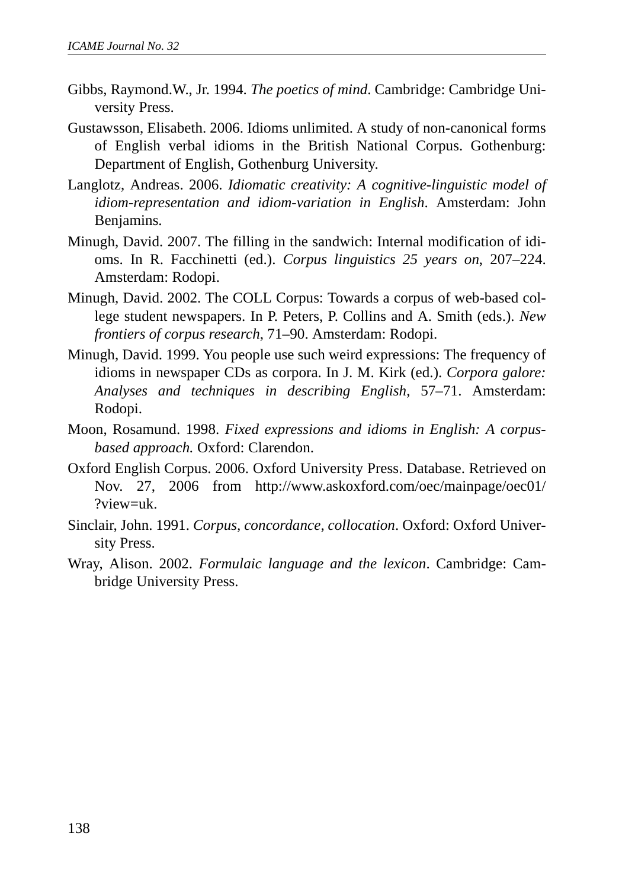Gibbs, Raymond.W., Jr. 1994. *The poetics of mind*. Cambridge: Cambridge University Press.

Gustawsson, Elisabeth. 2006. Idioms unlimited. A study of non-canonical forms of English verbal idioms in the British National Corpus. Gothenburg: Department of English, Gothenburg University.

Langlotz, Andreas. 2006. *Idiomatic creativity: A cognitive-linguistic model of idiom-representation and idiom-variation in English*. Amsterdam: John Benjamins.

Minugh, David. 2007. The filling in the sandwich: Internal modification of idioms. In R. Facchinetti (ed.). *Corpus linguistics 25 years on*, 207–224. Amsterdam: Rodopi.

Minugh, David. 2002. The COLL Corpus: Towards a corpus of web-based college student newspapers. In P. Peters, P. Collins and A. Smith (eds.). *New frontiers of corpus research*, 71–90. Amsterdam: Rodopi.

Minugh, David. 1999. You people use such weird expressions: The frequency of idioms in newspaper CDs as corpora. In J. M. Kirk (ed.). *Corpora galore: Analyses and techniques in describing English*, 57–71. Amsterdam: Rodopi.

Moon, Rosamund. 1998. *Fixed expressions and idioms in English: A corpus-based approach.* Oxford: Clarendon.

Oxford English Corpus. 2006. Oxford University Press. Database. Retrieved on Nov. 27, 2006 from http://www.askoxford.com/oec/mainpage/oec01/?view=uk.

Sinclair, John. 1991. *Corpus, concordance, collocation*. Oxford: Oxford University Press.

Wray, Alison. 2002. *Formulaic language and the lexicon*. Cambridge: Cambridge University Press.